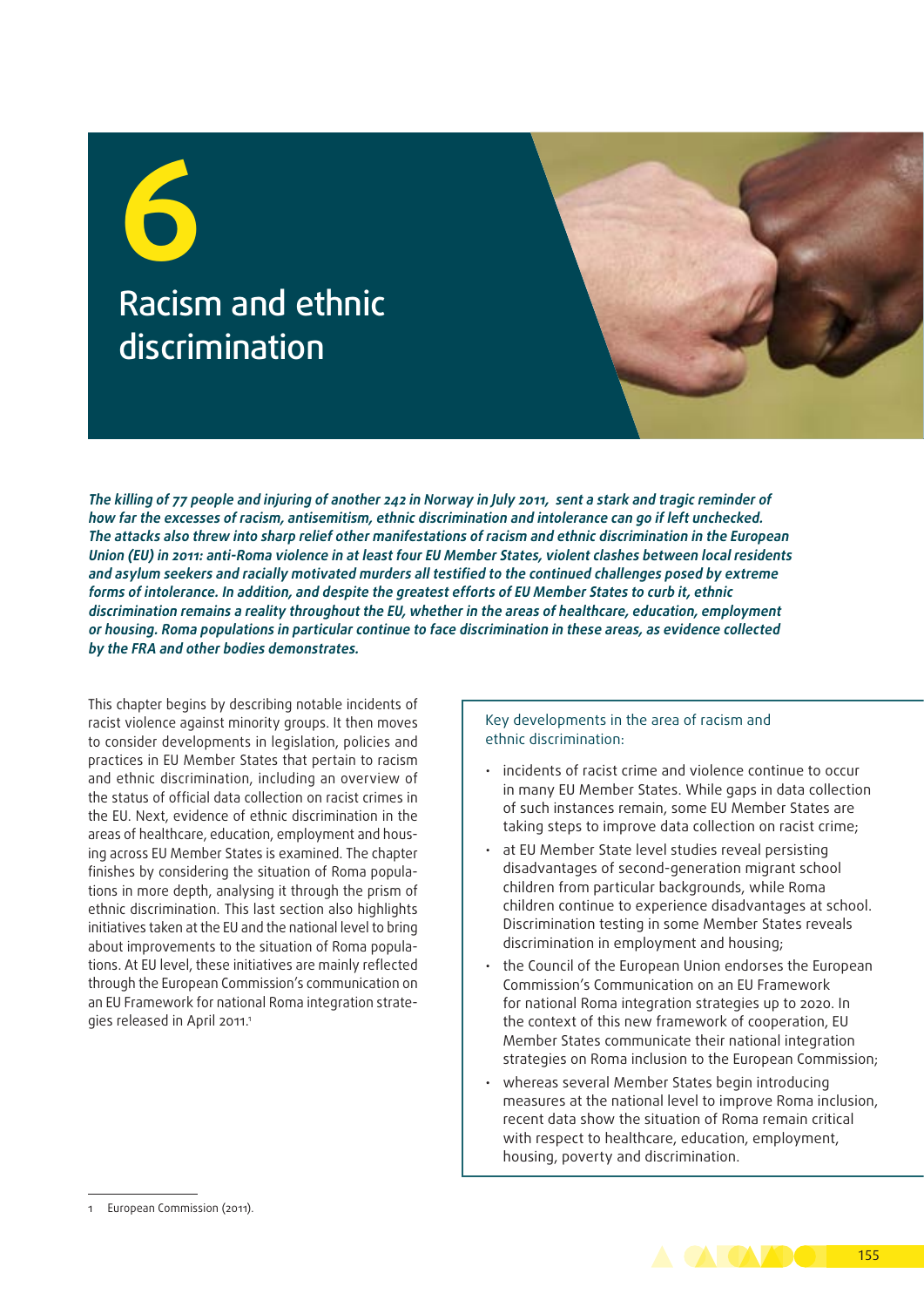# 6

# Racism and ethnic discrimination

***The killing of 77 people and injuring of another 242 in Norway in July 2011, sent a stark and tragic reminder of how far the excesses of racism, antisemitism, ethnic discrimination and intolerance can go if left unchecked. The attacks also threw into sharp relief other manifestations of racism and ethnic discrimination in the European Union (EU) in 2011: anti-Roma violence in at least four EU Member States, violent clashes between local residents and asylum seekers and racially motivated murders all testified to the continued challenges posed by extreme forms of intolerance. In addition, and despite the greatest efforts of EU Member States to curb it, ethnic discrimination remains a reality throughout the EU, whether in the areas of healthcare, education, employment or housing. Roma populations in particular continue to face discrimination in these areas, as evidence collected by the FRA and other bodies demonstrates.***

This chapter begins by describing notable incidents of racist violence against minority groups. It then moves to consider developments in legislation, policies and practices in EU Member States that pertain to racism and ethnic discrimination, including an overview of the status of official data collection on racist crimes in the EU. Next, evidence of ethnic discrimination in the areas of healthcare, education, employment and housing across EU Member States is examined. The chapter finishes by considering the situation of Roma populations in more depth, analysing it through the prism of ethnic discrimination. This last section also highlights initiatives taken at the EU and the national level to bring about improvements to the situation of Roma populations. At EU level, these initiatives are mainly reflected through the European Commission's communication on an EU Framework for national Roma integration strategies released in April 2011.[1]

Key developments in the area of racism and ethnic discrimination:

- incidents of racist crime and violence continue to occur in many EU Member States. While gaps in data collection of such instances remain, some EU Member States are taking steps to improve data collection on racist crime;
- at EU Member State level studies reveal persisting disadvantages of second-generation migrant school children from particular backgrounds, while Roma children continue to experience disadvantages at school. Discrimination testing in some Member States reveals discrimination in employment and housing;
- the Council of the European Union endorses the European Commission's Communication on an EU Framework for national Roma integration strategies up to 2020. In the context of this new framework of cooperation, EU Member States communicate their national integration strategies on Roma inclusion to the European Commission;
- whereas several Member States begin introducing measures at the national level to improve Roma inclusion, recent data show the situation of Roma remain critical with respect to healthcare, education, employment, housing, poverty and discrimination.

1 European Commission (2011).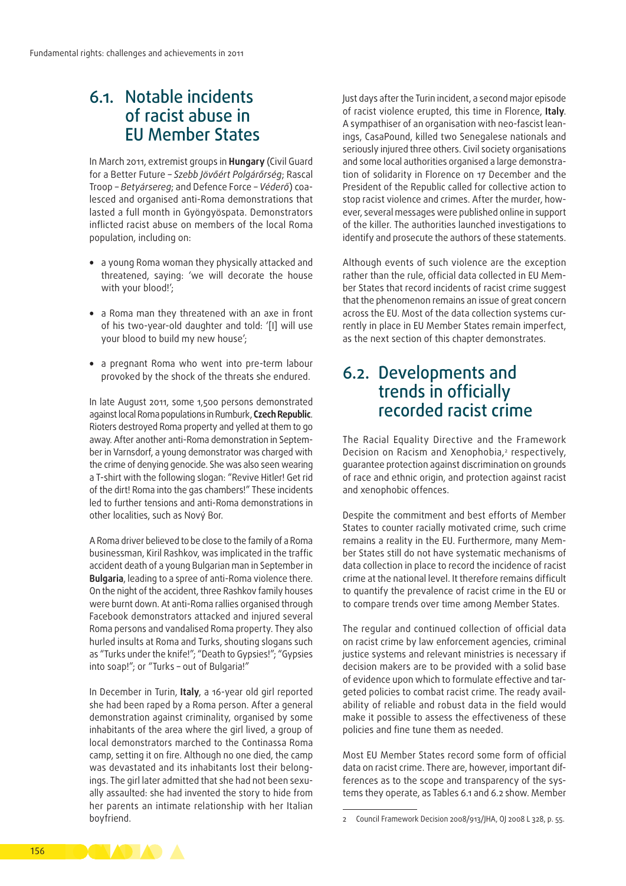## 6.1. Notable incidents of racist abuse in EU Member States

In March 2011, extremist groups in **Hungary** (Civil Guard for a Better Future – *Szebb Jövőért Polgárőrség*; Rascal Troop – *Betyársereg*; and Defence Force – *Véderő*) coalesced and organised anti-Roma demonstrations that lasted a full month in Gyöngyöspata. Demonstrators inflicted racist abuse on members of the local Roma population, including on:

- a young Roma woman they physically attacked and threatened, saying: 'we will decorate the house with your blood!';
- a Roma man they threatened with an axe in front of his two-year-old daughter and told: '[I] will use your blood to build my new house';
- a pregnant Roma who went into pre-term labour provoked by the shock of the threats she endured.

In late August 2011, some 1,500 persons demonstrated against local Roma populations in Rumburk, **Czech Republic**. Rioters destroyed Roma property and yelled at them to go away. After another anti-Roma demonstration in September in Varnsdorf, a young demonstrator was charged with the crime of denying genocide. She was also seen wearing a T-shirt with the following slogan: "Revive Hitler! Get rid of the dirt! Roma into the gas chambers!" These incidents led to further tensions and anti-Roma demonstrations in other localities, such as Nový Bor.

A Roma driver believed to be close to the family of a Roma businessman, Kiril Rashkov, was implicated in the traffic accident death of a young Bulgarian man in September in **Bulgaria**, leading to a spree of anti-Roma violence there. On the night of the accident, three Rashkov family houses were burnt down. At anti-Roma rallies organised through Facebook demonstrators attacked and injured several Roma persons and vandalised Roma property. They also hurled insults at Roma and Turks, shouting slogans such as "Turks under the knife!"; "Death to Gypsies!"; "Gypsies into soap!"; or "Turks – out of Bulgaria!"

In December in Turin, **Italy**, a 16-year old girl reported she had been raped by a Roma person. After a general demonstration against criminality, organised by some inhabitants of the area where the girl lived, a group of local demonstrators marched to the Continassa Roma camp, setting it on fire. Although no one died, the camp was devastated and its inhabitants lost their belongings. The girl later admitted that she had not been sexually assaulted: she had invented the story to hide from her parents an intimate relationship with her Italian boyfriend.

Just days after the Turin incident, a second major episode of racist violence erupted, this time in Florence, **Italy**. A sympathiser of an organisation with neo-fascist leanings, CasaPound, killed two Senegalese nationals and seriously injured three others. Civil society organisations and some local authorities organised a large demonstration of solidarity in Florence on 17 December and the President of the Republic called for collective action to stop racist violence and crimes. After the murder, however, several messages were published online in support of the killer. The authorities launched investigations to identify and prosecute the authors of these statements.

Although events of such violence are the exception rather than the rule, official data collected in EU Member States that record incidents of racist crime suggest that the phenomenon remains an issue of great concern across the EU. Most of the data collection systems currently in place in EU Member States remain imperfect, as the next section of this chapter demonstrates.

## 6.2. Developments and trends in officially recorded racist crime

The Racial Equality Directive and the Framework Decision on Racism and Xenophobia,[2] respectively, guarantee protection against discrimination on grounds of race and ethnic origin, and protection against racist and xenophobic offences.

Despite the commitment and best efforts of Member States to counter racially motivated crime, such crime remains a reality in the EU. Furthermore, many Member States still do not have systematic mechanisms of data collection in place to record the incidence of racist crime at the national level. It therefore remains difficult to quantify the prevalence of racist crime in the EU or to compare trends over time among Member States.

The regular and continued collection of official data on racist crime by law enforcement agencies, criminal justice systems and relevant ministries is necessary if decision makers are to be provided with a solid base of evidence upon which to formulate effective and targeted policies to combat racist crime. The ready availability of reliable and robust data in the field would make it possible to assess the effectiveness of these policies and fine tune them as needed.

Most EU Member States record some form of official data on racist crime. There are, however, important differences as to the scope and transparency of the systems they operate, as Tables 6.1 and 6.2 show. Member

---

2 Council Framework Decision 2008/913/JHA, OJ 2008 L 328, p. 55.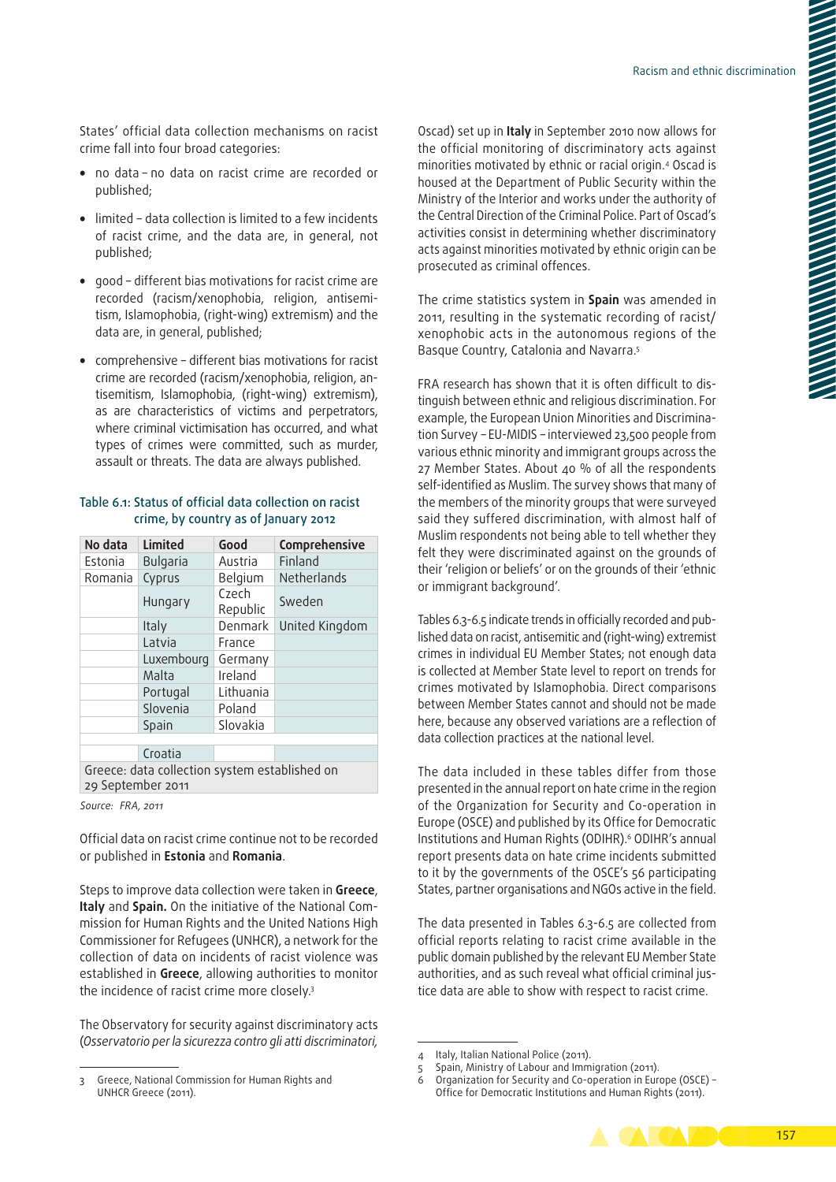States' official data collection mechanisms on racist crime fall into four broad categories:

- no data – no data on racist crime are recorded or published;
- limited – data collection is limited to a few incidents of racist crime, and the data are, in general, not published;
- good – different bias motivations for racist crime are recorded (racism/xenophobia, religion, antisemitism, Islamophobia, (right-wing) extremism) and the data are, in general, published;
- comprehensive – different bias motivations for racist crime are recorded (racism/xenophobia, religion, antisemitism, Islamophobia, (right-wing) extremism), as are characteristics of victims and perpetrators, where criminal victimisation has occurred, and what types of crimes were committed, such as murder, assault or threats. The data are always published.

Table 6.1: Status of official data collection on racist crime, by country as of January 2012

| No data | Limited | Good | Comprehensive |
|---|---|---|---|
| Estonia | Bulgaria | Austria | Finland |
| Romania | Cyprus | Belgium | Netherlands |
| | Hungary | Czech Republic | Sweden |
| | Italy | Denmark | United Kingdom |
| | Latvia | France | |
| | Luxembourg | Germany | |
| | Malta | Ireland | |
| | Portugal | Lithuania | |
| | Slovenia | Poland | |
| | Spain | Slovakia | |
| | | | |
| | Croatia | | |
| Greece: data collection system established on 29 September 2011 | | | |

*Source: FRA, 2011*

Official data on racist crime continue not to be recorded or published in **Estonia** and **Romania**.

Steps to improve data collection were taken in **Greece**, **Italy** and **Spain.** On the initiative of the National Commission for Human Rights and the United Nations High Commissioner for Refugees (UNHCR), a network for the collection of data on incidents of racist violence was established in **Greece**, allowing authorities to monitor the incidence of racist crime more closely.[3]

The Observatory for security against discriminatory acts (*Osservatorio per la sicurezza contro gli atti discriminatori,* Oscad) set up in **Italy** in September 2010 now allows for the official monitoring of discriminatory acts against minorities motivated by ethnic or racial origin.[4] Oscad is housed at the Department of Public Security within the Ministry of the Interior and works under the authority of the Central Direction of the Criminal Police. Part of Oscad's activities consist in determining whether discriminatory acts against minorities motivated by ethnic origin can be prosecuted as criminal offences.

The crime statistics system in **Spain** was amended in 2011, resulting in the systematic recording of racist/xenophobic acts in the autonomous regions of the Basque Country, Catalonia and Navarra.[5]

FRA research has shown that it is often difficult to distinguish between ethnic and religious discrimination. For example, the European Union Minorities and Discrimination Survey – EU-MIDIS – interviewed 23,500 people from various ethnic minority and immigrant groups across the 27 Member States. About 40 % of all the respondents self-identified as Muslim. The survey shows that many of the members of the minority groups that were surveyed said they suffered discrimination, with almost half of Muslim respondents not being able to tell whether they felt they were discriminated against on the grounds of their 'religion or beliefs' or on the grounds of their 'ethnic or immigrant background'.

Tables 6.3-6.5 indicate trends in officially recorded and published data on racist, antisemitic and (right-wing) extremist crimes in individual EU Member States; not enough data is collected at Member State level to report on trends for crimes motivated by Islamophobia. Direct comparisons between Member States cannot and should not be made here, because any observed variations are a reflection of data collection practices at the national level.

The data included in these tables differ from those presented in the annual report on hate crime in the region of the Organization for Security and Co-operation in Europe (OSCE) and published by its Office for Democratic Institutions and Human Rights (ODIHR).[6] ODIHR's annual report presents data on hate crime incidents submitted to it by the governments of the OSCE's 56 participating States, partner organisations and NGOs active in the field.

The data presented in Tables 6.3-6.5 are collected from official reports relating to racist crime available in the public domain published by the relevant EU Member State authorities, and as such reveal what official criminal justice data are able to show with respect to racist crime.

---

3 Greece, National Commission for Human Rights and UNHCR Greece (2011).

4 Italy, Italian National Police (2011).

5 Spain, Ministry of Labour and Immigration (2011).

6 Organization for Security and Co-operation in Europe (OSCE) – Office for Democratic Institutions and Human Rights (2011).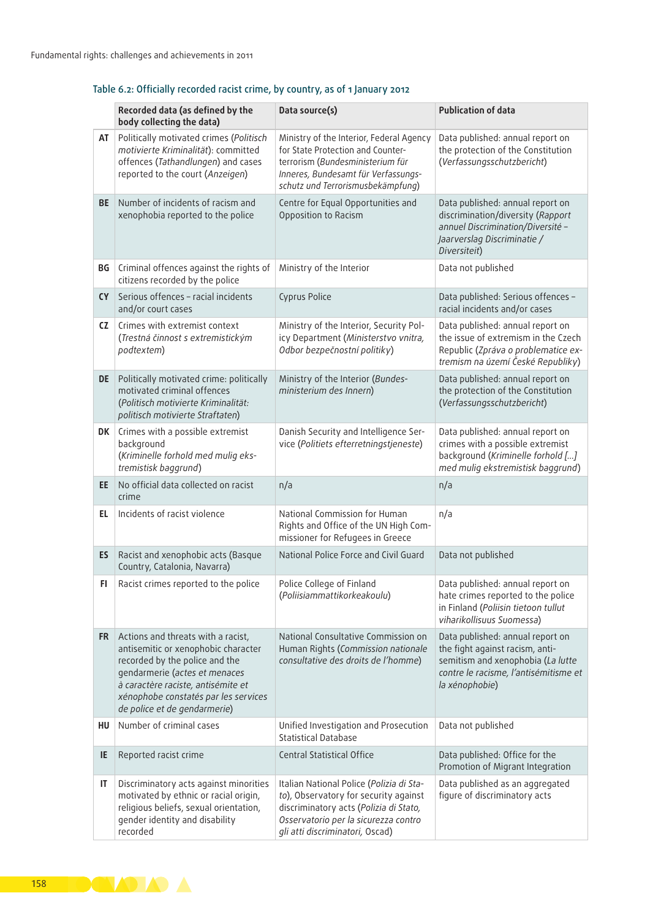### Table 6.2: Officially recorded racist crime, by country, as of 1 January 2012

| | Recorded data (as defined by the body collecting the data) | Data source(s) | Publication of data |
|---|---|---|---|
| **AT** | Politically motivated crimes (*Politisch motivierte Kriminalität*): committed offences (*Tathandlungen*) and cases reported to the court (*Anzeigen*) | Ministry of the Interior, Federal Agency for State Protection and Counter-terrorism (*Bundesministerium für Inneres, Bundesamt für Verfassungs-schutz und Terrorismusbekämpfung*) | Data published: annual report on the protection of the Constitution (*Verfassungsschutzbericht*) |
| **BE** | Number of incidents of racism and xenophobia reported to the police | Centre for Equal Opportunities and Opposition to Racism | Data published: annual report on discrimination/diversity (*Rapport annuel Discrimination/Diversité – Jaarverslag Discriminatie / Diversiteit*) |
| **BG** | Criminal offences against the rights of citizens recorded by the police | Ministry of the Interior | Data not published |
| **CY** | Serious offences – racial incidents and/or court cases | Cyprus Police | Data published: Serious offences – racial incidents and/or cases |
| **CZ** | Crimes with extremist context (*Trestná činnost s extremistickým podtextem*) | Ministry of the Interior, Security Policy Department (*Ministerstvo vnitra, Odbor bezpečnostní politiky*) | Data published: annual report on the issue of extremism in the Czech Republic (*Zpráva o problematice extremismu na území České Republiky*) |
| **DE** | Politically motivated crime: politically motivated criminal offences (*Politisch motivierte Kriminalität: politisch motivierte Straftaten*) | Ministry of the Interior (*Bundesministerium des Innern*) | Data published: annual report on the protection of the Constitution (*Verfassungsschutzbericht*) |
| **DK** | Crimes with a possible extremist background (*Kriminelle forhold med mulig ekstremistisk baggrund*) | Danish Security and Intelligence Service (*Politiets efterretningstjeneste*) | Data published: annual report on crimes with a possible extremist background (*Kriminelle forhold […] med mulig ekstremistisk baggrund*) |
| **EE** | No official data collected on racist crime | n/a | n/a |
| **EL** | Incidents of racist violence | National Commission for Human Rights and Office of the UN High Commissioner for Refugees in Greece | n/a |
| **ES** | Racist and xenophobic acts (Basque Country, Catalonia, Navarra) | National Police Force and Civil Guard | Data not published |
| **FI** | Racist crimes reported to the police | Police College of Finland (*Poliisiammattikorkeakoulu*) | Data published: annual report on hate crimes reported to the police in Finland (*Poliisin tietoon tullut viharikollisuus Suomessa*) |
| **FR** | Actions and threats with a racist, antisemitic or xenophobic character recorded by the police and the gendarmerie (*actes et menaces à caractère raciste, antisémite et xénophobe constatés par les services de police et de gendarmerie*) | National Consultative Commission on Human Rights (*Commission nationale consultative des droits de l'homme*) | Data published: annual report on the fight against racism, anti-semitism and xenophobia (*La lutte contre le racisme, l'antisémitisme et la xénophobie*) |
| **HU** | Number of criminal cases | Unified Investigation and Prosecution Statistical Database | Data not published |
| **IE** | Reported racist crime | Central Statistical Office | Data published: Office for the Promotion of Migrant Integration |
| **IT** | Discriminatory acts against minorities motivated by ethnic or racial origin, religious beliefs, sexual orientation, gender identity and disability recorded | Italian National Police (*Polizia di Stato*), Observatory for security against discriminatory acts (*Polizia di Stato, Osservatorio per la sicurezza contro gli atti discriminatori,* Oscad) | Data published as an aggregated figure of discriminatory acts |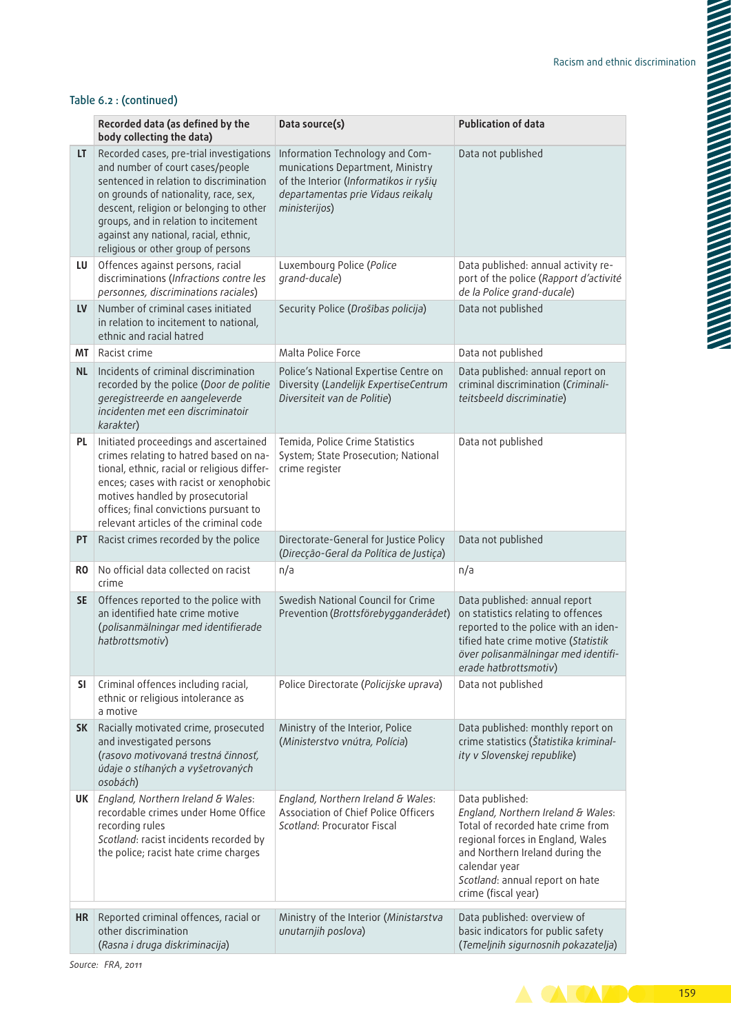Table 6.2 : (continued)

| | Recorded data (as defined by the body collecting the data) | Data source(s) | Publication of data |
|---|---|---|---|
| **LT** | Recorded cases, pre-trial investigations and number of court cases/people sentenced in relation to discrimination on grounds of nationality, race, sex, descent, religion or belonging to other groups, and in relation to incitement against any national, racial, ethnic, religious or other group of persons | Information Technology and Communications Department, Ministry of the Interior (*Informatikos ir ryšių departamentas prie Vidaus reikalų ministerijos*) | Data not published |
| **LU** | Offences against persons, racial discriminations (*Infractions contre les personnes, discriminations raciales*) | Luxembourg Police (*Police grand-ducale*) | Data published: annual activity report of the police (*Rapport d'activité de la Police grand-ducale*) |
| **LV** | Number of criminal cases initiated in relation to incitement to national, ethnic and racial hatred | Security Police (*Drošības policija*) | Data not published |
| **MT** | Racist crime | Malta Police Force | Data not published |
| **NL** | Incidents of criminal discrimination recorded by the police (*Door de politie geregistreerde en aangeleverde incidenten met een discriminatoir karakter*) | Police's National Expertise Centre on Diversity (*Landelijk ExpertiseCentrum Diversiteit van de Politie*) | Data published: annual report on criminal discrimination (*Criminaliteitsbeeld discriminatie*) |
| **PL** | Initiated proceedings and ascertained crimes relating to hatred based on national, ethnic, racial or religious differences; cases with racist or xenophobic motives handled by prosecutorial offices; final convictions pursuant to relevant articles of the criminal code | Temida, Police Crime Statistics System; State Prosecution; National crime register | Data not published |
| **PT** | Racist crimes recorded by the police | Directorate-General for Justice Policy (*Direcção-Geral da Política de Justiça*) | Data not published |
| **RO** | No official data collected on racist crime | n/a | n/a |
| **SE** | Offences reported to the police with an identified hate crime motive (*polisanmälningar med identifierade hatbrottsmotiv*) | Swedish National Council for Crime Prevention (*Brottsförebyggandерådet*) | Data published: annual report on statistics relating to offences reported to the police with an identified hate crime motive (*Statistik över polisanmälningar med identifierade hatbrottsmotiv*) |
| **SI** | Criminal offences including racial, ethnic or religious intolerance as a motive | Police Directorate (*Policijske uprava*) | Data not published |
| **SK** | Racially motivated crime, prosecuted and investigated persons (*rasovo motivovaná trestná činnosť, údaje o stíhaných a vyšetrovaných osobách*) | Ministry of the Interior, Police (*Ministerstvo vnútra, Polícia*) | Data published: monthly report on crime statistics (*Štatistika kriminality v Slovenskej republike*) |
| **UK** | *England, Northern Ireland & Wales*: recordable crimes under Home Office recording rules<br>*Scotland*: racist incidents recorded by the police; racist hate crime charges | *England, Northern Ireland & Wales*: Association of Chief Police Officers<br>*Scotland*: Procurator Fiscal | Data published:<br>*England, Northern Ireland & Wales*: Total of recorded hate crime from regional forces in England, Wales and Northern Ireland during the calendar year<br>*Scotland*: annual report on hate crime (fiscal year) |
| **HR** | Reported criminal offences, racial or other discrimination (*Rasna i druga diskriminacija*) | Ministry of the Interior (*Ministarstva unutarnjih poslova*) | Data published: overview of basic indicators for public safety (*Temeljnih sigurnosnih pokazatelja*) |

Source: FRA, 2011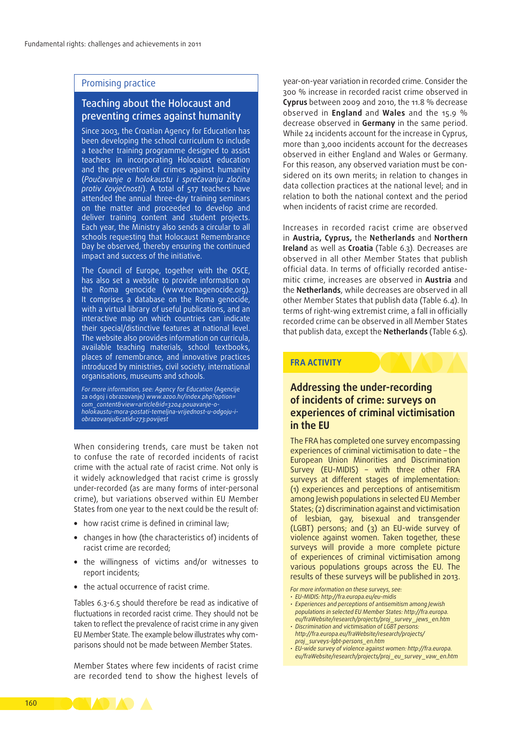## Promising practice

### Teaching about the Holocaust and preventing crimes against humanity

Since 2003, the Croatian Agency for Education has been developing the school curriculum to include a teacher training programme designed to assist teachers in incorporating Holocaust education and the prevention of crimes against humanity (*Poučavanje o holokaustu i sprečavanju zločina protiv čovječnosti*). A total of 517 teachers have attended the annual three-day training seminars on the matter and proceeded to develop and deliver training content and student projects. Each year, the Ministry also sends a circular to all schools requesting that Holocaust Remembrance Day be observed, thereby ensuring the continued impact and success of the initiative.

The Council of Europe, together with the OSCE, has also set a website to provide information on the Roma genocide (www.romagenocide.org). It comprises a database on the Roma genocide, with a virtual library of useful publications, and an interactive map on which countries can indicate their special/distinctive features at national level. The website also provides information on curricula, available teaching materials, school textbooks, places of remembrance, and innovative practices introduced by ministries, civil society, international organisations, museums and schools.

*For more information, see: Agency for Education (*Agencije za odgoj i obrazovanje*) www.azoo.hr/index.php?option=com_content&view=article&id=3204:pouavanje-o-holokaustu-mora-postati-temeljna-vrijednost-u-odgoju-i-obrazovanju&catid=273:povijest*

When considering trends, care must be taken not to confuse the rate of recorded incidents of racist crime with the actual rate of racist crime. Not only is it widely acknowledged that racist crime is grossly under-recorded (as are many forms of inter-personal crime), but variations observed within EU Member States from one year to the next could be the result of:

- how racist crime is defined in criminal law;
- changes in how (the characteristics of) incidents of racist crime are recorded;
- the willingness of victims and/or witnesses to report incidents;
- the actual occurrence of racist crime.

Tables 6.3-6.5 should therefore be read as indicative of fluctuations in recorded racist crime. They should not be taken to reflect the prevalence of racist crime in any given EU Member State. The example below illustrates why comparisons should not be made between Member States.

Member States where few incidents of racist crime are recorded tend to show the highest levels of year-on-year variation in recorded crime. Consider the 300 % increase in recorded racist crime observed in **Cyprus** between 2009 and 2010, the 11.8 % decrease observed in **England** and **Wales** and the 15.9 % decrease observed in **Germany** in the same period. While 24 incidents account for the increase in Cyprus, more than 3,000 incidents account for the decreases observed in either England and Wales or Germany. For this reason, any observed variation must be considered on its own merits; in relation to changes in data collection practices at the national level; and in relation to both the national context and the period when incidents of racist crime are recorded.

Increases in recorded racist crime are observed in **Austria, Cyprus,** the **Netherlands** and **Northern Ireland** as well as **Croatia** (Table 6.3). Decreases are observed in all other Member States that publish official data. In terms of officially recorded antisemitic crime, increases are observed in **Austria** and the **Netherlands**, while decreases are observed in all other Member States that publish data (Table 6.4). In terms of right-wing extremist crime, a fall in officially recorded crime can be observed in all Member States that publish data, except the **Netherlands** (Table 6.5).

## FRA ACTIVITY

### Addressing the under-recording of incidents of crime: surveys on experiences of criminal victimisation in the EU

The FRA has completed one survey encompassing experiences of criminal victimisation to date – the European Union Minorities and Discrimination Survey (EU-MIDIS) – with three other FRA surveys at different stages of implementation: (1) experiences and perceptions of antisemitism among Jewish populations in selected EU Member States; (2) discrimination against and victimisation of lesbian, gay, bisexual and transgender (LGBT) persons; and (3) an EU-wide survey of violence against women. Taken together, these surveys will provide a more complete picture of experiences of criminal victimisation among various populations groups across the EU. The results of these surveys will be published in 2013.

*For more information on these surveys, see:*

- *EU-MIDIS: http://fra.europa.eu/eu-midis*
- *Experiences and perceptions of antisemitism among Jewish populations in selected EU Member States: http://fra.europa.eu/fraWebsite/research/projects/proj_survey_jews_en.htm*
- *Discrimination and victimisation of LGBT persons: http://fra.europa.eu/fraWebsite/research/projects/proj_surveys-lgbt-persons_en.htm*
- *EU-wide survey of violence against women: http://fra.europa.eu/fraWebsite/research/projects/proj_eu_survey_vaw_en.htm*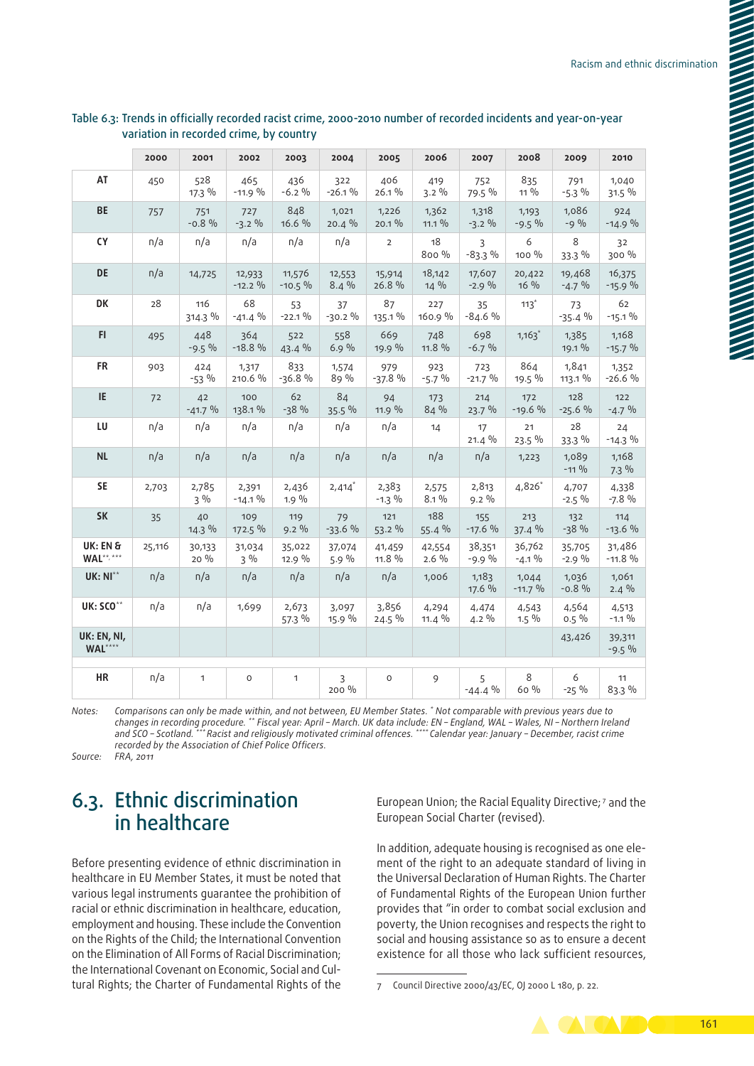Table 6.3: Trends in officially recorded racist crime, 2000-2010 number of recorded incidents and year-on-year variation in recorded crime, by country

| | 2000 | 2001 | 2002 | 2003 | 2004 | 2005 | 2006 | 2007 | 2008 | 2009 | 2010 |
|---|---|---|---|---|---|---|---|---|---|---|---|
| AT | 450 | 528<br>17.3 % | 465<br>-11.9 % | 436<br>-6.2 % | 322<br>-26.1 % | 406<br>26.1 % | 419<br>3.2 % | 752<br>79.5 % | 835<br>11 % | 791<br>-5.3 % | 1,040<br>31.5 % |
| BE | 757 | 751<br>-0.8 % | 727<br>-3.2 % | 848<br>16.6 % | 1,021<br>20.4 % | 1,226<br>20.1 % | 1,362<br>11.1 % | 1,318<br>-3.2 % | 1,193<br>-9.5 % | 1,086<br>-9 % | 924<br>-14.9 % |
| CY | n/a | n/a | n/a | n/a | n/a | 2 | 18<br>800 % | 3<br>-83.3 % | 6<br>100 % | 8<br>33.3 % | 32<br>300 % |
| DE | n/a | 14,725 | 12,933<br>-12.2 % | 11,576<br>-10.5 % | 12,553<br>8.4 % | 15,914<br>26.8 % | 18,142<br>14 % | 17,607<br>-2.9 % | 20,422<br>16 % | 19,468<br>-4.7 % | 16,375<br>-15.9 % |
| DK | 28 | 116<br>314.3 % | 68<br>-41.4 % | 53<br>-22.1 % | 37<br>-30.2 % | 87<br>135.1 % | 227<br>160.9 % | 35<br>-84.6 % | 113* | 73<br>-35.4 % | 62<br>-15.1 % |
| FI | 495 | 448<br>-9.5 % | 364<br>-18.8 % | 522<br>43.4 % | 558<br>6.9 % | 669<br>19.9 % | 748<br>11.8 % | 698<br>-6.7 % | 1,163* | 1,385<br>19.1 % | 1,168<br>-15.7 % |
| FR | 903 | 424<br>-53 % | 1,317<br>210.6 % | 833<br>-36.8 % | 1,574<br>89 % | 979<br>-37.8 % | 923<br>-5.7 % | 723<br>-21.7 % | 864<br>19.5 % | 1,841<br>113.1 % | 1,352<br>-26.6 % |
| IE | 72 | 42<br>-41.7 % | 100<br>138.1 % | 62<br>-38 % | 84<br>35.5 % | 94<br>11.9 % | 173<br>84 % | 214<br>23.7 % | 172<br>-19.6 % | 128<br>-25.6 % | 122<br>-4.7 % |
| LU | n/a | n/a | n/a | n/a | n/a | n/a | 14 | 17<br>21.4 % | 21<br>23.5 % | 28<br>33.3 % | 24<br>-14.3 % |
| NL | n/a | n/a | n/a | n/a | n/a | n/a | n/a | n/a | 1,223 | 1,089<br>-11 % | 1,168<br>7.3 % |
| SE | 2,703 | 2,785<br>3 % | 2,391<br>-14.1 % | 2,436<br>1.9 % | 2,414* | 2,383<br>-1.3 % | 2,575<br>8.1 % | 2,813<br>9.2 % | 4,826* | 4,707<br>-2.5 % | 4,338<br>-7.8 % |
| SK | 35 | 40<br>14.3 % | 109<br>172.5 % | 119<br>9.2 % | 79<br>-33.6 % | 121<br>53.2 % | 188<br>55.4 % | 155<br>-17.6 % | 213<br>37.4 % | 132<br>-38 % | 114<br>-13.6 % |
| UK: EN & WAL**, *** | 25,116 | 30,133<br>20 % | 31,034<br>3 % | 35,022<br>12.9 % | 37,074<br>5.9 % | 41,459<br>11.8 % | 42,554<br>2.6 % | 38,351<br>-9.9 % | 36,762<br>-4.1 % | 35,705<br>-2.9 % | 31,486<br>-11.8 % |
| UK: NI** | n/a | n/a | n/a | n/a | n/a | n/a | 1,006 | 1,183<br>17.6 % | 1,044<br>-11.7 % | 1,036<br>-0.8 % | 1,061<br>2.4 % |
| UK: SCO** | n/a | n/a | 1,699 | 2,673<br>57.3 % | 3,097<br>15.9 % | 3,856<br>24.5 % | 4,294<br>11.4 % | 4,474<br>4.2 % | 4,543<br>1.5 % | 4,564<br>0.5 % | 4,513<br>-1.1 % |
| UK: EN, NI, WAL**** | | | | | | | | | | 43,426 | 39,311<br>-9.5 % |
| | | | | | | | | | | | |
| HR | n/a | 1 | 0 | 1 | 3<br>200 % | 0 | 9 | 5<br>-44.4 % | 8<br>60 % | 6<br>-25 % | 11<br>83.3 % |

*Notes:* *Comparisons can only be made within, and not between, EU Member States. * Not comparable with previous years due to changes in recording procedure. ** Fiscal year: April – March. UK data include: EN – England, WAL – Wales, NI – Northern Ireland and SCO – Scotland. *** Racist and religiously motivated criminal offences. **** Calendar year: January – December, racist crime recorded by the Association of Chief Police Officers.*

*Source:* *FRA, 2011*

## 6.3. Ethnic discrimination in healthcare

Before presenting evidence of ethnic discrimination in healthcare in EU Member States, it must be noted that various legal instruments guarantee the prohibition of racial or ethnic discrimination in healthcare, education, employment and housing. These include the Convention on the Rights of the Child; the International Convention on the Elimination of All Forms of Racial Discrimination; the International Covenant on Economic, Social and Cultural Rights; the Charter of Fundamental Rights of the European Union; the Racial Equality Directive;[7] and the European Social Charter (revised).

In addition, adequate housing is recognised as one element of the right to an adequate standard of living in the Universal Declaration of Human Rights. The Charter of Fundamental Rights of the European Union further provides that "in order to combat social exclusion and poverty, the Union recognises and respects the right to social and housing assistance so as to ensure a decent existence for all those who lack sufficient resources,

7 Council Directive 2000/43/EC, OJ 2000 L 180, p. 22.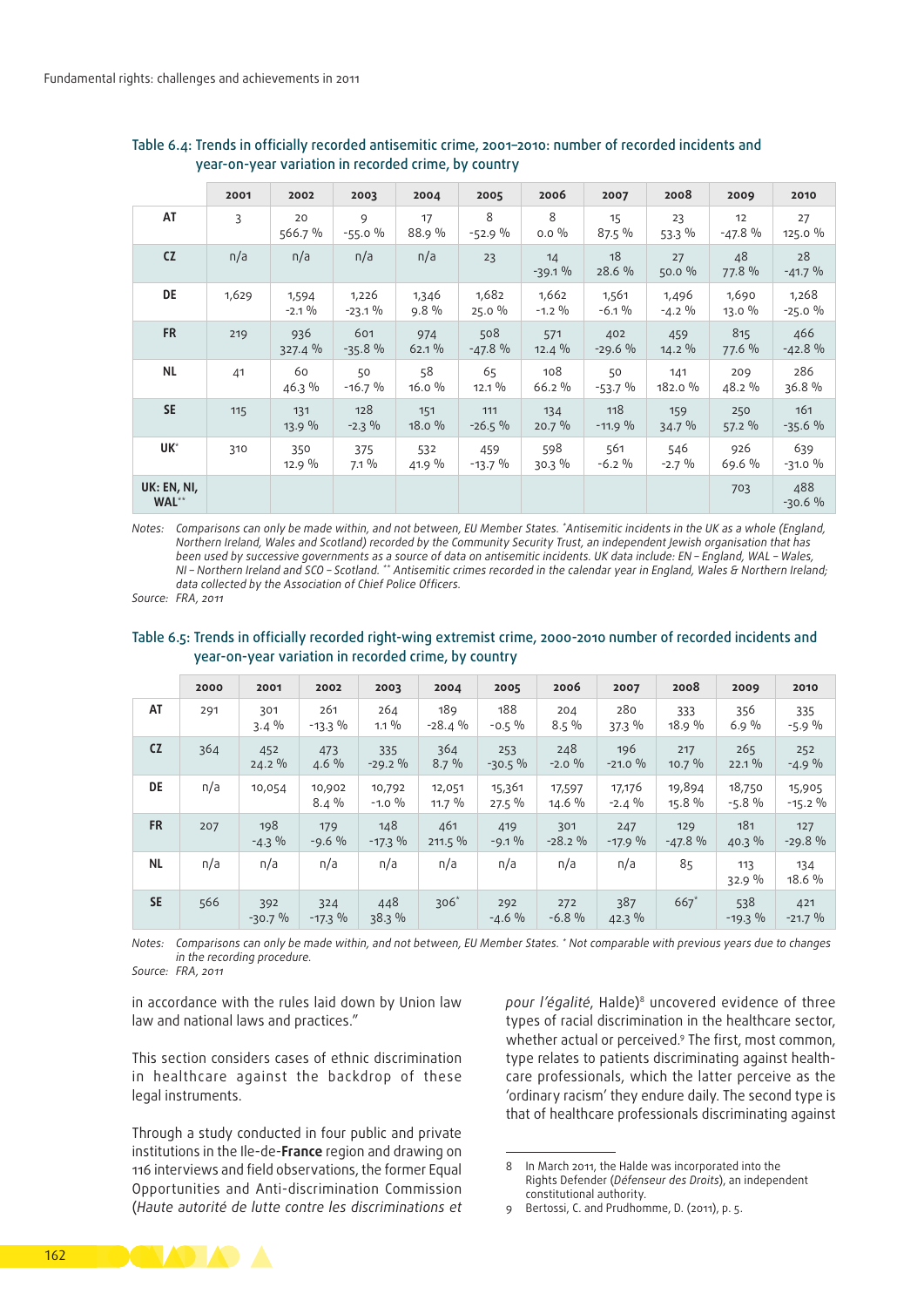Table 6.4: Trends in officially recorded antisemitic crime, 2001–2010: number of recorded incidents and year-on-year variation in recorded crime, by country

| | 2001 | 2002 | 2003 | 2004 | 2005 | 2006 | 2007 | 2008 | 2009 | 2010 |
|---|---|---|---|---|---|---|---|---|---|---|
| **AT** | 3 | 20<br>566.7 % | 9<br>-55.0 % | 17<br>88.9 % | 8<br>-52.9 % | 8<br>0.0 % | 15<br>87.5 % | 23<br>53.3 % | 12<br>-47.8 % | 27<br>125.0 % |
| **CZ** | n/a | n/a | n/a | n/a | 23 | 14<br>-39.1 % | 18<br>28.6 % | 27<br>50.0 % | 48<br>77.8 % | 28<br>-41.7 % |
| **DE** | 1,629 | 1,594<br>-2.1 % | 1,226<br>-23.1 % | 1,346<br>9.8 % | 1,682<br>25.0 % | 1,662<br>-1.2 % | 1,561<br>-6.1 % | 1,496<br>-4.2 % | 1,690<br>13.0 % | 1,268<br>-25.0 % |
| **FR** | 219 | 936<br>327.4 % | 601<br>-35.8 % | 974<br>62.1 % | 508<br>-47.8 % | 571<br>12.4 % | 402<br>-29.6 % | 459<br>14.2 % | 815<br>77.6 % | 466<br>-42.8 % |
| **NL** | 41 | 60<br>46.3 % | 50<br>-16.7 % | 58<br>16.0 % | 65<br>12.1 % | 108<br>66.2 % | 50<br>-53.7 % | 141<br>182.0 % | 209<br>48.2 % | 286<br>36.8 % |
| **SE** | 115 | 131<br>13.9 % | 128<br>-2.3 % | 151<br>18.0 % | 111<br>-26.5 % | 134<br>20.7 % | 118<br>-11.9 % | 159<br>34.7 % | 250<br>57.2 % | 161<br>-35.6 % |
| **UK*** | 310 | 350<br>12.9 % | 375<br>7.1 % | 532<br>41.9 % | 459<br>-13.7 % | 598<br>30.3 % | 561<br>-6.2 % | 546<br>-2.7 % | 926<br>69.6 % | 639<br>-31.0 % |
| **UK: EN, NI, WAL**** | | | | | | | | | 703 | 488<br>-30.6 % |

Notes: *Comparisons can only be made within, and not between, EU Member States. *Antisemitic incidents in the UK as a whole (England, Northern Ireland, Wales and Scotland) recorded by the Community Security Trust, an independent Jewish organisation that has been used by successive governments as a source of data on antisemitic incidents. UK data include: EN – England, WAL – Wales, NI – Northern Ireland and SCO – Scotland. ** Antisemitic crimes recorded in the calendar year in England, Wales & Northern Ireland; data collected by the Association of Chief Police Officers.*

Source: *FRA, 2011*

Table 6.5: Trends in officially recorded right-wing extremist crime, 2000–2010 number of recorded incidents and year-on-year variation in recorded crime, by country

| | 2000 | 2001 | 2002 | 2003 | 2004 | 2005 | 2006 | 2007 | 2008 | 2009 | 2010 |
|---|---|---|---|---|---|---|---|---|---|---|---|
| **AT** | 291 | 301<br>3.4 % | 261<br>-13.3 % | 264<br>1.1 % | 189<br>-28.4 % | 188<br>-0.5 % | 204<br>8.5 % | 280<br>37.3 % | 333<br>18.9 % | 356<br>6.9 % | 335<br>-5.9 % |
| **CZ** | 364 | 452<br>24.2 % | 473<br>4.6 % | 335<br>-29.2 % | 364<br>8.7 % | 253<br>-30.5 % | 248<br>-2.0 % | 196<br>-21.0 % | 217<br>10.7 % | 265<br>22.1 % | 252<br>-4.9 % |
| **DE** | n/a | 10,054 | 10,902<br>8.4 % | 10,792<br>-1.0 % | 12,051<br>11.7 % | 15,361<br>27.5 % | 17,597<br>14.6 % | 17,176<br>-2.4 % | 19,894<br>15.8 % | 18,750<br>-5.8 % | 15,905<br>-15.2 % |
| **FR** | 207 | 198<br>-4.3 % | 179<br>-9.6 % | 148<br>-17.3 % | 461<br>211.5 % | 419<br>-9.1 % | 301<br>-28.2 % | 247<br>-17.9 % | 129<br>-47.8 % | 181<br>40.3 % | 127<br>-29.8 % |
| **NL** | n/a | n/a | n/a | n/a | n/a | n/a | n/a | n/a | 85 | 113<br>32.9 % | 134<br>18.6 % |
| **SE** | 566 | 392<br>-30.7 % | 324<br>-17.3 % | 448<br>38.3 % | 306* | 292<br>-4.6 % | 272<br>-6.8 % | 387<br>42.3 % | 667* | 538<br>-19.3 % | 421<br>-21.7 % |

Notes: *Comparisons can only be made within, and not between, EU Member States. * Not comparable with previous years due to changes in the recording procedure.*

Source: *FRA, 2011*

in accordance with the rules laid down by Union law law and national laws and practices."

This section considers cases of ethnic discrimination in healthcare against the backdrop of these legal instruments.

Through a study conducted in four public and private institutions in the Ile-de-**France** region and drawing on 116 interviews and field observations, the former Equal Opportunities and Anti-discrimination Commission (*Haute autorité de lutte contre les discriminations et pour l'égalité*, Halde)[8] uncovered evidence of three types of racial discrimination in the healthcare sector, whether actual or perceived.[9] The first, most common, type relates to patients discriminating against healthcare professionals, which the latter perceive as the 'ordinary racism' they endure daily. The second type is that of healthcare professionals discriminating against

8 In March 2011, the Halde was incorporated into the Rights Defender (*Défenseur des Droits*), an independent constitutional authority.

9 Bertossi, C. and Prudhomme, D. (2011), p. 5.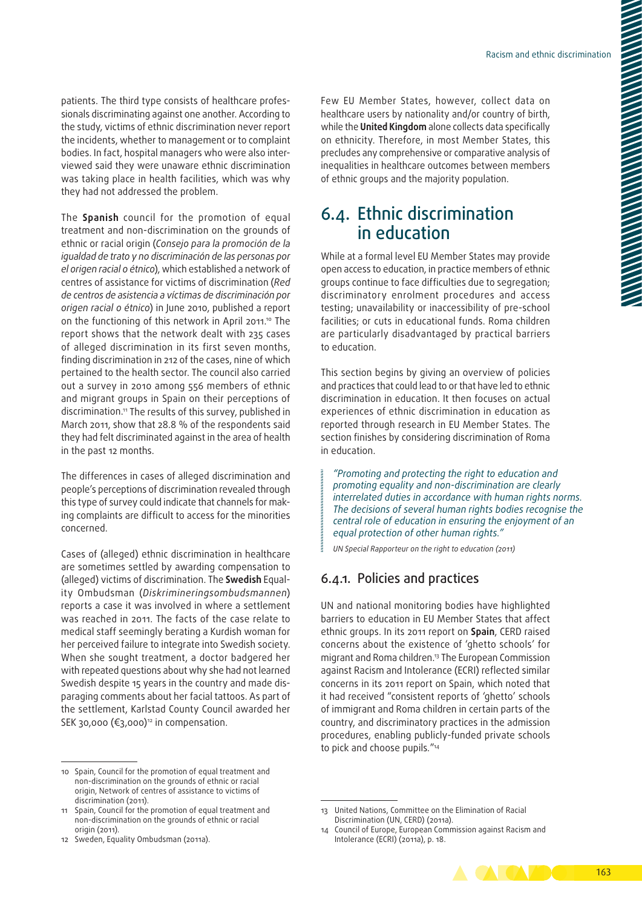patients. The third type consists of healthcare professionals discriminating against one another. According to the study, victims of ethnic discrimination never report the incidents, whether to management or to complaint bodies. In fact, hospital managers who were also interviewed said they were unaware ethnic discrimination was taking place in health facilities, which was why they had not addressed the problem.

The **Spanish** council for the promotion of equal treatment and non-discrimination on the grounds of ethnic or racial origin (*Consejo para la promoción de la igualdad de trato y no discriminación de las personas por el origen racial o étnico*), which established a network of centres of assistance for victims of discrimination (*Red de centros de asistencia a víctimas de discriminación por origen racial o étnico*) in June 2010, published a report on the functioning of this network in April 2011.[10] The report shows that the network dealt with 235 cases of alleged discrimination in its first seven months, finding discrimination in 212 of the cases, nine of which pertained to the health sector. The council also carried out a survey in 2010 among 556 members of ethnic and migrant groups in Spain on their perceptions of discrimination.[11] The results of this survey, published in March 2011, show that 28.8 % of the respondents said they had felt discriminated against in the area of health in the past 12 months.

The differences in cases of alleged discrimination and people's perceptions of discrimination revealed through this type of survey could indicate that channels for making complaints are difficult to access for the minorities concerned.

Cases of (alleged) ethnic discrimination in healthcare are sometimes settled by awarding compensation to (alleged) victims of discrimination. The **Swedish** Equality Ombudsman (*Diskrimineringsombudsmannen*) reports a case it was involved in where a settlement was reached in 2011. The facts of the case relate to medical staff seemingly berating a Kurdish woman for her perceived failure to integrate into Swedish society. When she sought treatment, a doctor badgered her with repeated questions about why she had not learned Swedish despite 15 years in the country and made disparaging comments about her facial tattoos. As part of the settlement, Karlstad County Council awarded her SEK 30,000 (€3,000)[12] in compensation.

Few EU Member States, however, collect data on healthcare users by nationality and/or country of birth, while the **United Kingdom** alone collects data specifically on ethnicity. Therefore, in most Member States, this precludes any comprehensive or comparative analysis of inequalities in healthcare outcomes between members of ethnic groups and the majority population.

## 6.4. Ethnic discrimination in education

While at a formal level EU Member States may provide open access to education, in practice members of ethnic groups continue to face difficulties due to segregation; discriminatory enrolment procedures and access testing; unavailability or inaccessibility of pre-school facilities; or cuts in educational funds. Roma children are particularly disadvantaged by practical barriers to education.

This section begins by giving an overview of policies and practices that could lead to or that have led to ethnic discrimination in education. It then focuses on actual experiences of ethnic discrimination in education as reported through research in EU Member States. The section finishes by considering discrimination of Roma in education.

> *"Promoting and protecting the right to education and promoting equality and non-discrimination are clearly interrelated duties in accordance with human rights norms. The decisions of several human rights bodies recognise the central role of education in ensuring the enjoyment of an equal protection of other human rights."*
>
> *UN Special Rapporteur on the right to education (2011)*

### 6.4.1. Policies and practices

UN and national monitoring bodies have highlighted barriers to education in EU Member States that affect ethnic groups. In its 2011 report on **Spain**, CERD raised concerns about the existence of 'ghetto schools' for migrant and Roma children.[13] The European Commission against Racism and Intolerance (ECRI) reflected similar concerns in its 2011 report on Spain, which noted that it had received "consistent reports of 'ghetto' schools of immigrant and Roma children in certain parts of the country, and discriminatory practices in the admission procedures, enabling publicly-funded private schools to pick and choose pupils."[14]

---

10 Spain, Council for the promotion of equal treatment and non-discrimination on the grounds of ethnic or racial origin, Network of centres of assistance to victims of discrimination (2011).

11 Spain, Council for the promotion of equal treatment and non-discrimination on the grounds of ethnic or racial origin (2011).

12 Sweden, Equality Ombudsman (2011a).

13 United Nations, Committee on the Elimination of Racial Discrimination (UN, CERD) (2011a).

14 Council of Europe, European Commission against Racism and Intolerance (ECRI) (2011a), p. 18.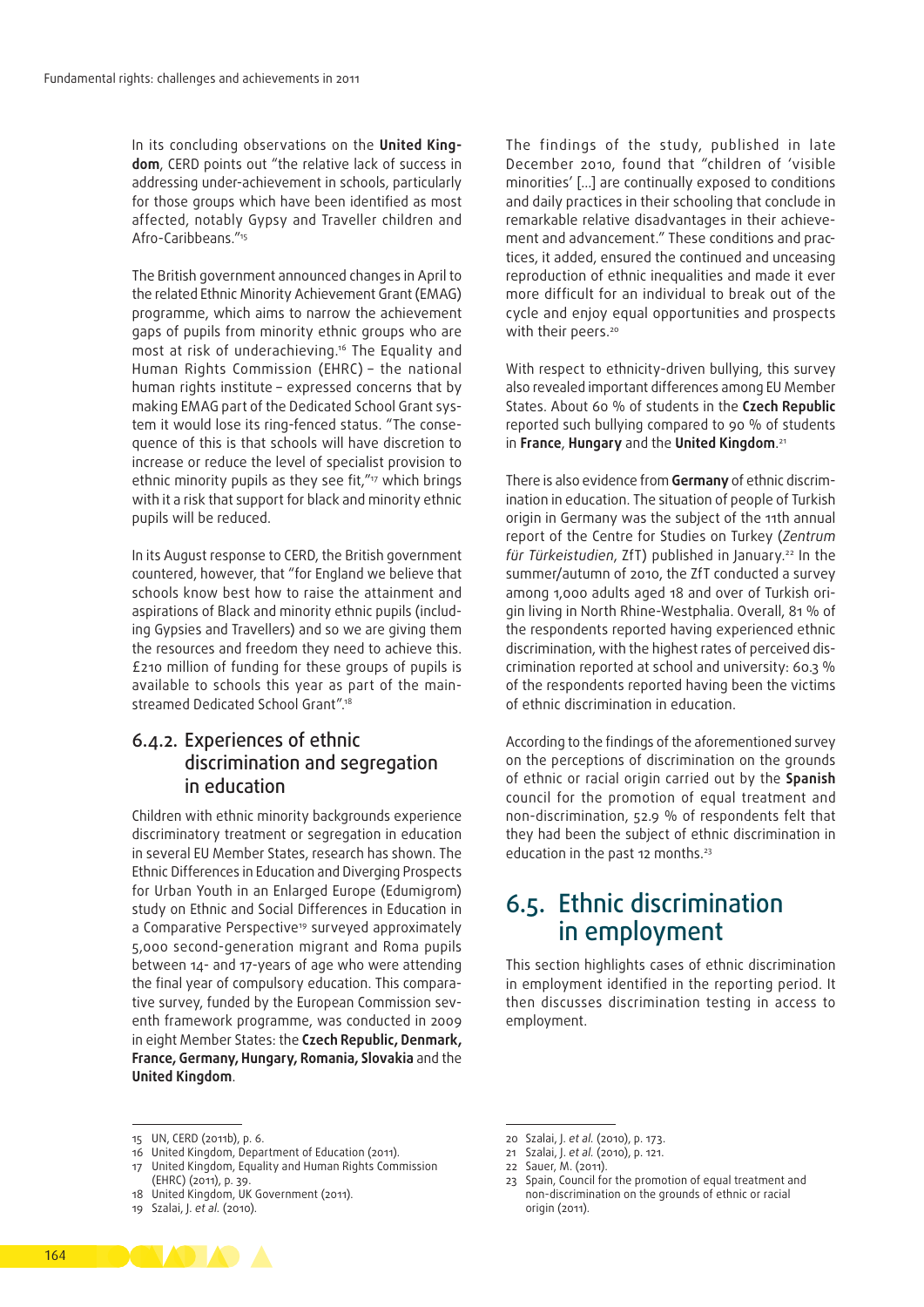In its concluding observations on the **United Kingdom**, CERD points out "the relative lack of success in addressing under-achievement in schools, particularly for those groups which have been identified as most affected, notably Gypsy and Traveller children and Afro-Caribbeans."[15]

The British government announced changes in April to the related Ethnic Minority Achievement Grant (EMAG) programme, which aims to narrow the achievement gaps of pupils from minority ethnic groups who are most at risk of underachieving.[16] The Equality and Human Rights Commission (EHRC) – the national human rights institute – expressed concerns that by making EMAG part of the Dedicated School Grant system it would lose its ring-fenced status. "The consequence of this is that schools will have discretion to increase or reduce the level of specialist provision to ethnic minority pupils as they see fit,"[17] which brings with it a risk that support for black and minority ethnic pupils will be reduced.

In its August response to CERD, the British government countered, however, that "for England we believe that schools know best how to raise the attainment and aspirations of Black and minority ethnic pupils (including Gypsies and Travellers) and so we are giving them the resources and freedom they need to achieve this. £210 million of funding for these groups of pupils is available to schools this year as part of the mainstreamed Dedicated School Grant".[18]

### 6.4.2. Experiences of ethnic discrimination and segregation in education

Children with ethnic minority backgrounds experience discriminatory treatment or segregation in education in several EU Member States, research has shown. The Ethnic Differences in Education and Diverging Prospects for Urban Youth in an Enlarged Europe (Edumigrom) study on Ethnic and Social Differences in Education in a Comparative Perspective[19] surveyed approximately 5,000 second-generation migrant and Roma pupils between 14- and 17-years of age who were attending the final year of compulsory education. This comparative survey, funded by the European Commission seventh framework programme, was conducted in 2009 in eight Member States: the **Czech Republic, Denmark, France, Germany, Hungary, Romania, Slovakia** and the **United Kingdom**.

The findings of the study, published in late December 2010, found that "children of 'visible minorities' [...] are continually exposed to conditions and daily practices in their schooling that conclude in remarkable relative disadvantages in their achievement and advancement." These conditions and practices, it added, ensured the continued and unceasing reproduction of ethnic inequalities and made it ever more difficult for an individual to break out of the cycle and enjoy equal opportunities and prospects with their peers.[20]

With respect to ethnicity-driven bullying, this survey also revealed important differences among EU Member States. About 60 % of students in the **Czech Republic** reported such bullying compared to 90 % of students in **France**, **Hungary** and the **United Kingdom**.[21]

There is also evidence from **Germany** of ethnic discrimination in education. The situation of people of Turkish origin in Germany was the subject of the 11th annual report of the Centre for Studies on Turkey (*Zentrum für Türkeistudien*, ZfT) published in January.[22] In the summer/autumn of 2010, the ZfT conducted a survey among 1,000 adults aged 18 and over of Turkish origin living in North Rhine-Westphalia. Overall, 81 % of the respondents reported having experienced ethnic discrimination, with the highest rates of perceived discrimination reported at school and university: 60.3 % of the respondents reported having been the victims of ethnic discrimination in education.

According to the findings of the aforementioned survey on the perceptions of discrimination on the grounds of ethnic or racial origin carried out by the **Spanish** council for the promotion of equal treatment and non-discrimination, 52.9 % of respondents felt that they had been the subject of ethnic discrimination in education in the past 12 months.[23]

## 6.5. Ethnic discrimination in employment

This section highlights cases of ethnic discrimination in employment identified in the reporting period. It then discusses discrimination testing in access to employment.

---

15 UN, CERD (2011b), p. 6.
16 United Kingdom, Department of Education (2011).
17 United Kingdom, Equality and Human Rights Commission (EHRC) (2011), p. 39.
18 United Kingdom, UK Government (2011).
19 Szalai, J. *et al.* (2010).
20 Szalai, J. *et al.* (2010), p. 173.
21 Szalai, J. *et al.* (2010), p. 121.
22 Sauer, M. (2011).
23 Spain, Council for the promotion of equal treatment and non-discrimination on the grounds of ethnic or racial origin (2011).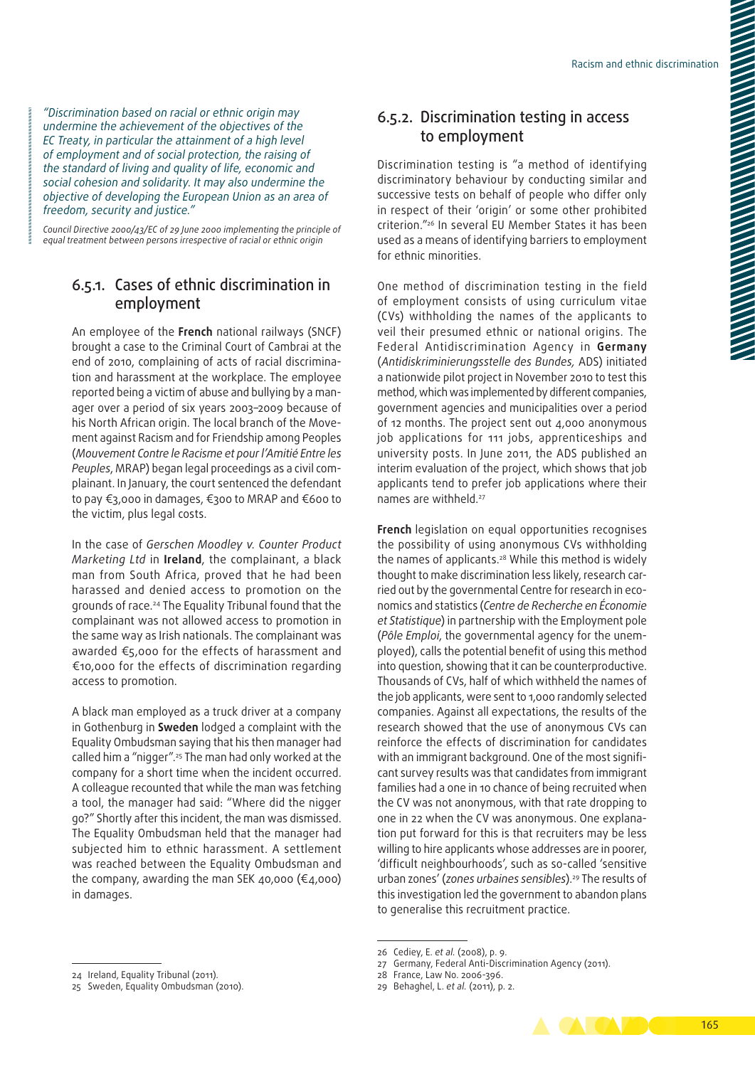*"Discrimination based on racial or ethnic origin may undermine the achievement of the objectives of the EC Treaty, in particular the attainment of a high level of employment and of social protection, the raising of the standard of living and quality of life, economic and social cohesion and solidarity. It may also undermine the objective of developing the European Union as an area of freedom, security and justice."*

Council Directive 2000/43/EC of 29 June 2000 implementing the principle of equal treatment between persons irrespective of racial or ethnic origin

### 6.5.1. Cases of ethnic discrimination in employment

An employee of the **French** national railways (SNCF) brought a case to the Criminal Court of Cambrai at the end of 2010, complaining of acts of racial discrimination and harassment at the workplace. The employee reported being a victim of abuse and bullying by a manager over a period of six years 2003–2009 because of his North African origin. The local branch of the Movement against Racism and for Friendship among Peoples (*Mouvement Contre le Racisme et pour l'Amitié Entre les Peuples*, MRAP) began legal proceedings as a civil complainant. In January, the court sentenced the defendant to pay €3,000 in damages, €300 to MRAP and €600 to the victim, plus legal costs.

In the case of *Gerschen Moodley v. Counter Product Marketing Ltd* in **Ireland**, the complainant, a black man from South Africa, proved that he had been harassed and denied access to promotion on the grounds of race.[24] The Equality Tribunal found that the complainant was not allowed access to promotion in the same way as Irish nationals. The complainant was awarded €5,000 for the effects of harassment and €10,000 for the effects of discrimination regarding access to promotion.

A black man employed as a truck driver at a company in Gothenburg in **Sweden** lodged a complaint with the Equality Ombudsman saying that his then manager had called him a "nigger".[25] The man had only worked at the company for a short time when the incident occurred. A colleague recounted that while the man was fetching a tool, the manager had said: "Where did the nigger go?" Shortly after this incident, the man was dismissed. The Equality Ombudsman held that the manager had subjected him to ethnic harassment. A settlement was reached between the Equality Ombudsman and the company, awarding the man SEK 40,000 (€4,000) in damages.

24 Ireland, Equality Tribunal (2011).
25 Sweden, Equality Ombudsman (2010).

### 6.5.2. Discrimination testing in access to employment

Discrimination testing is "a method of identifying discriminatory behaviour by conducting similar and successive tests on behalf of people who differ only in respect of their 'origin' or some other prohibited criterion."[26] In several EU Member States it has been used as a means of identifying barriers to employment for ethnic minorities.

One method of discrimination testing in the field of employment consists of using curriculum vitae (CVs) withholding the names of the applicants to veil their presumed ethnic or national origins. The Federal Antidiscrimination Agency in **Germany** (*Antidiskriminierungsstelle des Bundes,* ADS) initiated a nationwide pilot project in November 2010 to test this method, which was implemented by different companies, government agencies and municipalities over a period of 12 months. The project sent out 4,000 anonymous job applications for 111 jobs, apprenticeships and university posts. In June 2011, the ADS published an interim evaluation of the project, which shows that job applicants tend to prefer job applications where their names are withheld.[27]

**French** legislation on equal opportunities recognises the possibility of using anonymous CVs withholding the names of applicants.[28] While this method is widely thought to make discrimination less likely, research carried out by the governmental Centre for research in economics and statistics (*Centre de Recherche en Économie et Statistique*) in partnership with the Employment pole (*Pôle Emploi,* the governmental agency for the unemployed), calls the potential benefit of using this method into question, showing that it can be counterproductive. Thousands of CVs, half of which withheld the names of the job applicants, were sent to 1,000 randomly selected companies. Against all expectations, the results of the research showed that the use of anonymous CVs can reinforce the effects of discrimination for candidates with an immigrant background. One of the most significant survey results was that candidates from immigrant families had a one in 10 chance of being recruited when the CV was not anonymous, with that rate dropping to one in 22 when the CV was anonymous. One explanation put forward for this is that recruiters may be less willing to hire applicants whose addresses are in poorer, 'difficult neighbourhoods', such as so-called 'sensitive urban zones' (*zones urbaines sensibles*).[29] The results of this investigation led the government to abandon plans to generalise this recruitment practice.

26 Cediey, E. *et al.* (2008), p. 9.
27 Germany, Federal Anti-Discrimination Agency (2011).
28 France, Law No. 2006-396.
29 Behaghel, L. *et al.* (2011), p. 2.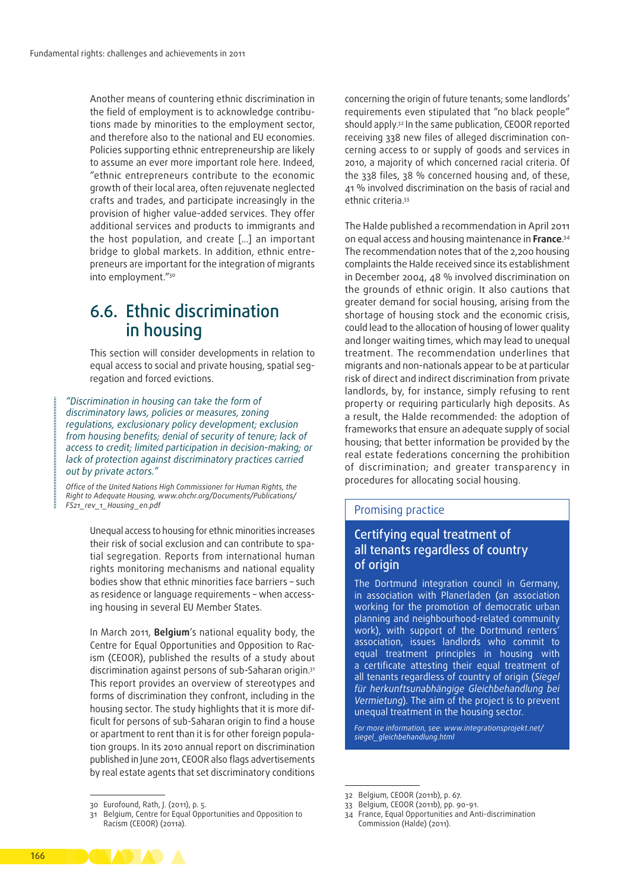Another means of countering ethnic discrimination in the field of employment is to acknowledge contributions made by minorities to the employment sector, and therefore also to the national and EU economies. Policies supporting ethnic entrepreneurship are likely to assume an ever more important role here. Indeed, "ethnic entrepreneurs contribute to the economic growth of their local area, often rejuvenate neglected crafts and trades, and participate increasingly in the provision of higher value-added services. They offer additional services and products to immigrants and the host population, and create […] an important bridge to global markets. In addition, ethnic entrepreneurs are important for the integration of migrants into employment."[30]

## 6.6. Ethnic discrimination in housing

This section will consider developments in relation to equal access to social and private housing, spatial segregation and forced evictions.

> *"Discrimination in housing can take the form of discriminatory laws, policies or measures, zoning regulations, exclusionary policy development; exclusion from housing benefits; denial of security of tenure; lack of access to credit; limited participation in decision-making; or lack of protection against discriminatory practices carried out by private actors."*
>
> *Office of the United Nations High Commissioner for Human Rights, the Right to Adequate Housing, www.ohchr.org/Documents/Publications/FS21_rev_1_Housing_en.pdf*

Unequal access to housing for ethnic minorities increases their risk of social exclusion and can contribute to spatial segregation. Reports from international human rights monitoring mechanisms and national equality bodies show that ethnic minorities face barriers – such as residence or language requirements – when accessing housing in several EU Member States.

In March 2011, **Belgium**'s national equality body, the Centre for Equal Opportunities and Opposition to Racism (CEOOR), published the results of a study about discrimination against persons of sub-Saharan origin.[31] This report provides an overview of stereotypes and forms of discrimination they confront, including in the housing sector. The study highlights that it is more difficult for persons of sub-Saharan origin to find a house or apartment to rent than it is for other population groups. In its 2010 annual report on discrimination published in June 2011, CEOOR also flags advertisements by real estate agents that set discriminatory conditions concerning the origin of future tenants; some landlords' requirements even stipulated that "no black people" should apply.[32] In the same publication, CEOOR reported receiving 338 new files of alleged discrimination concerning access to or supply of goods and services in 2010, a majority of which concerned racial criteria. Of the 338 files, 38 % concerned housing and, of these, 41 % involved discrimination on the basis of racial and ethnic criteria.[33]

The Halde published a recommendation in April 2011 on equal access and housing maintenance in **France**.[34] The recommendation notes that of the 2,200 housing complaints the Halde received since its establishment in December 2004, 48 % involved discrimination on the grounds of ethnic origin. It also cautions that greater demand for social housing, arising from the shortage of housing stock and the economic crisis, could lead to the allocation of housing of lower quality and longer waiting times, which may lead to unequal treatment. The recommendation underlines that migrants and non-nationals appear to be at particular risk of direct and indirect discrimination from private landlords, by, for instance, simply refusing to rent property or requiring particularly high deposits. As a result, the Halde recommended: the adoption of frameworks that ensure an adequate supply of social housing; that better information be provided by the real estate federations concerning the prohibition of discrimination; and greater transparency in procedures for allocating social housing.

> **Promising practice**
>
> ### Certifying equal treatment of all tenants regardless of country of origin
>
> The Dortmund integration council in Germany, in association with Planerladen (an association working for the promotion of democratic urban planning and neighbourhood-related community work), with support of the Dortmund renters' association, issues landlords who commit to equal treatment principles in housing with a certificate attesting their equal treatment of all tenants regardless of country of origin (*Siegel für herkunftsunabhängige Gleichbehandlung bei Vermietung*). The aim of the project is to prevent unequal treatment in the housing sector.
>
> *For more information, see: www.integrationsprojekt.net/siegel_gleichbehandlung.html*

---

30 Eurofound, Rath, J. (2011), p. 5.

31 Belgium, Centre for Equal Opportunities and Opposition to Racism (CEOOR) (2011a).

32 Belgium, CEOOR (2011b), p. 67.

33 Belgium, CEOOR (2011b), pp. 90-91.

34 France, Equal Opportunities and Anti-discrimination Commission (Halde) (2011).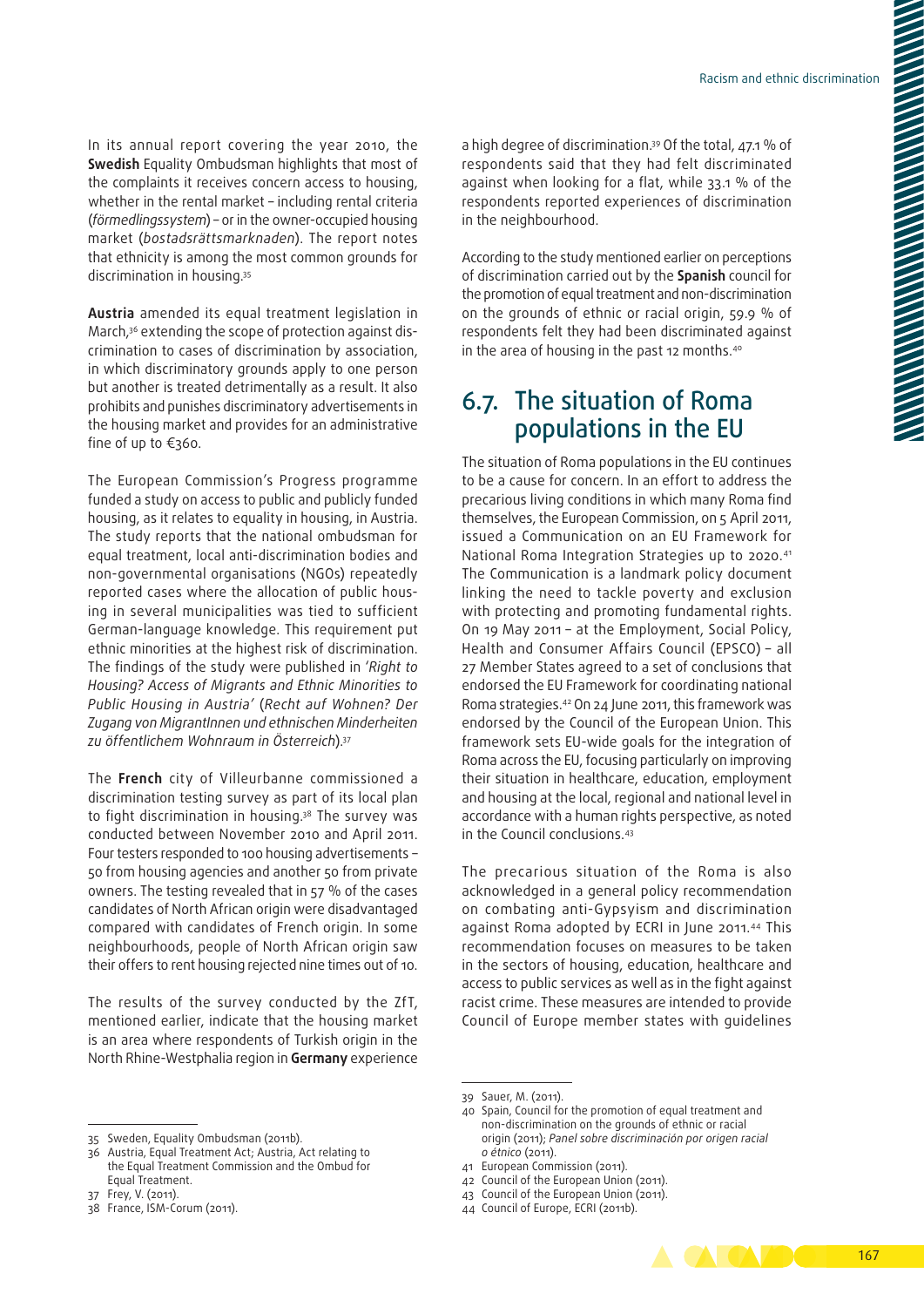In its annual report covering the year 2010, the **Swedish** Equality Ombudsman highlights that most of the complaints it receives concern access to housing, whether in the rental market – including rental criteria (*förmedlingssystem*) – or in the owner-occupied housing market (*bostadsrättsmarknaden*). The report notes that ethnicity is among the most common grounds for discrimination in housing.[35]

**Austria** amended its equal treatment legislation in March,[36] extending the scope of protection against discrimination to cases of discrimination by association, in which discriminatory grounds apply to one person but another is treated detrimentally as a result. It also prohibits and punishes discriminatory advertisements in the housing market and provides for an administrative fine of up to €360.

The European Commission's Progress programme funded a study on access to public and publicly funded housing, as it relates to equality in housing, in Austria. The study reports that the national ombudsman for equal treatment, local anti-discrimination bodies and non-governmental organisations (NGOs) repeatedly reported cases where the allocation of public housing in several municipalities was tied to sufficient German-language knowledge. This requirement put ethnic minorities at the highest risk of discrimination. The findings of the study were published in '*Right to Housing? Access of Migrants and Ethnic Minorities to Public Housing in Austria*' (*Recht auf Wohnen? Der Zugang von MigrantInnen und ethnischen Minderheiten zu öffentlichem Wohnraum in Österreich*).[37]

The **French** city of Villeurbanne commissioned a discrimination testing survey as part of its local plan to fight discrimination in housing.[38] The survey was conducted between November 2010 and April 2011. Four testers responded to 100 housing advertisements – 50 from housing agencies and another 50 from private owners. The testing revealed that in 57 % of the cases candidates of North African origin were disadvantaged compared with candidates of French origin. In some neighbourhoods, people of North African origin saw their offers to rent housing rejected nine times out of 10.

The results of the survey conducted by the ZfT, mentioned earlier, indicate that the housing market is an area where respondents of Turkish origin in the North Rhine-Westphalia region in **Germany** experience a high degree of discrimination.[39] Of the total, 47.1 % of respondents said that they had felt discriminated against when looking for a flat, while 33.1 % of the respondents reported experiences of discrimination in the neighbourhood.

According to the study mentioned earlier on perceptions of discrimination carried out by the **Spanish** council for the promotion of equal treatment and non-discrimination on the grounds of ethnic or racial origin, 59.9 % of respondents felt they had been discriminated against in the area of housing in the past 12 months.[40]

## 6.7. The situation of Roma populations in the EU

The situation of Roma populations in the EU continues to be a cause for concern. In an effort to address the precarious living conditions in which many Roma find themselves, the European Commission, on 5 April 2011, issued a Communication on an EU Framework for National Roma Integration Strategies up to 2020.[41] The Communication is a landmark policy document linking the need to tackle poverty and exclusion with protecting and promoting fundamental rights. On 19 May 2011 – at the Employment, Social Policy, Health and Consumer Affairs Council (EPSCO) – all 27 Member States agreed to a set of conclusions that endorsed the EU Framework for coordinating national Roma strategies.[42] On 24 June 2011, this framework was endorsed by the Council of the European Union. This framework sets EU-wide goals for the integration of Roma across the EU, focusing particularly on improving their situation in healthcare, education, employment and housing at the local, regional and national level in accordance with a human rights perspective, as noted in the Council conclusions.[43]

The precarious situation of the Roma is also acknowledged in a general policy recommendation on combating anti-Gypsyism and discrimination against Roma adopted by ECRI in June 2011.[44] This recommendation focuses on measures to be taken in the sectors of housing, education, healthcare and access to public services as well as in the fight against racist crime. These measures are intended to provide Council of Europe member states with guidelines

---

35 Sweden, Equality Ombudsman (2011b).

36 Austria, Equal Treatment Act; Austria, Act relating to the Equal Treatment Commission and the Ombud for Equal Treatment.

37 Frey, V. (2011).

38 France, ISM-Corum (2011).

39 Sauer, M. (2011).

40 Spain, Council for the promotion of equal treatment and non-discrimination on the grounds of ethnic or racial origin (2011); *Panel sobre discriminación por origen racial o étnico* (2011).

41 European Commission (2011).

42 Council of the European Union (2011).

43 Council of the European Union (2011).

44 Council of Europe, ECRI (2011b).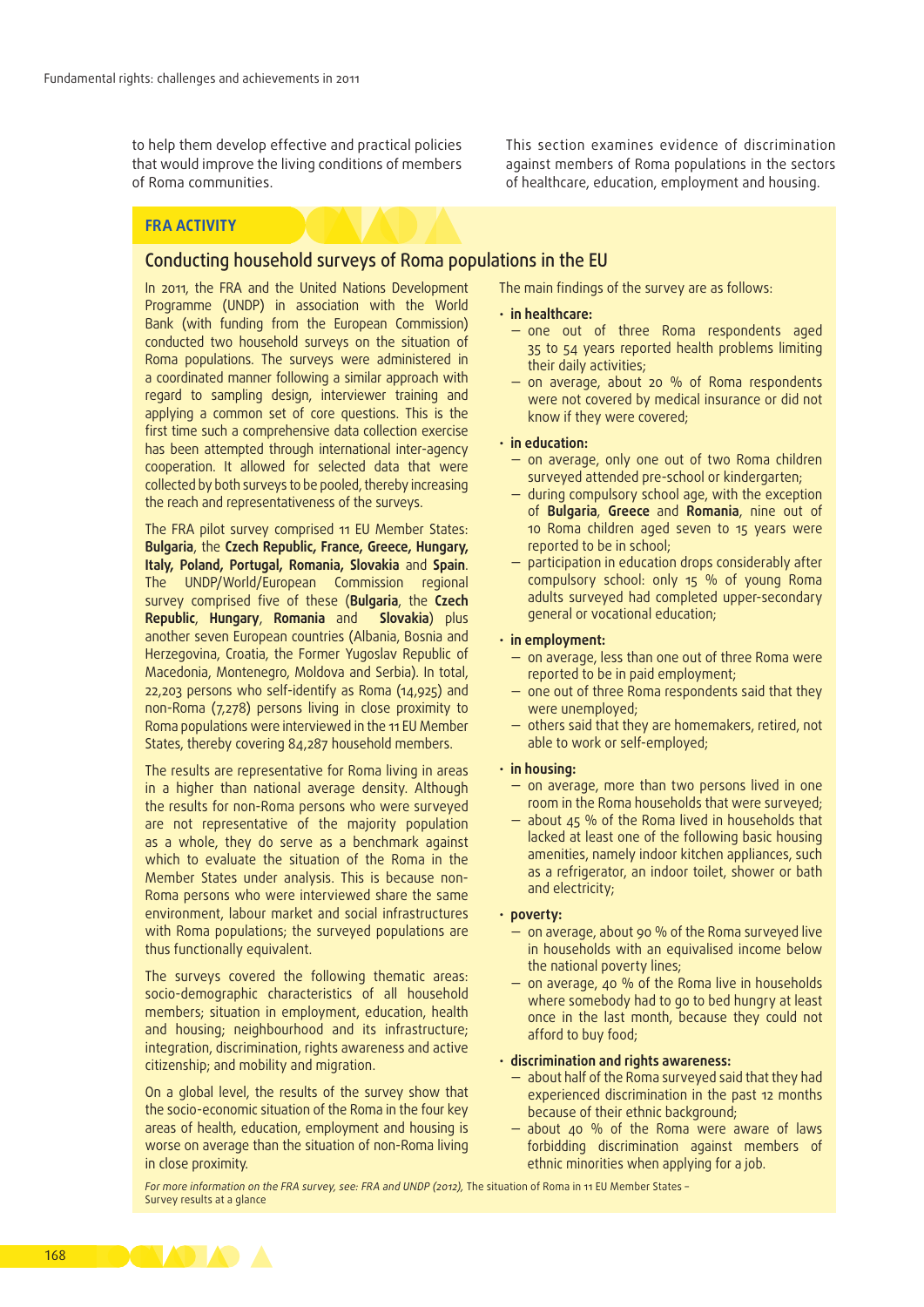to help them develop effective and practical policies that would improve the living conditions of members of Roma communities.

This section examines evidence of discrimination against members of Roma populations in the sectors of healthcare, education, employment and housing.

**FRA ACTIVITY**

## Conducting household surveys of Roma populations in the EU

In 2011, the FRA and the United Nations Development Programme (UNDP) in association with the World Bank (with funding from the European Commission) conducted two household surveys on the situation of Roma populations. The surveys were administered in a coordinated manner following a similar approach with regard to sampling design, interviewer training and applying a common set of core questions. This is the first time such a comprehensive data collection exercise has been attempted through international inter-agency cooperation. It allowed for selected data that were collected by both surveys to be pooled, thereby increasing the reach and representativeness of the surveys.

The FRA pilot survey comprised 11 EU Member States: **Bulgaria**, the **Czech Republic, France, Greece, Hungary, Italy, Poland, Portugal, Romania, Slovakia** and **Spain**. The UNDP/World/European Commission regional survey comprised five of these (**Bulgaria**, the **Czech Republic**, **Hungary**, **Romania** and **Slovakia**) plus another seven European countries (Albania, Bosnia and Herzegovina, Croatia, the Former Yugoslav Republic of Macedonia, Montenegro, Moldova and Serbia). In total, 22,203 persons who self-identify as Roma (14,925) and non-Roma (7,278) persons living in close proximity to Roma populations were interviewed in the 11 EU Member States, thereby covering 84,287 household members.

The results are representative for Roma living in areas in a higher than national average density. Although the results for non-Roma persons who were surveyed are not representative of the majority population as a whole, they do serve as a benchmark against which to evaluate the situation of the Roma in the Member States under analysis. This is because non-Roma persons who were interviewed share the same environment, labour market and social infrastructures with Roma populations; the surveyed populations are thus functionally equivalent.

The surveys covered the following thematic areas: socio-demographic characteristics of all household members; situation in employment, education, health and housing; neighbourhood and its infrastructure; integration, discrimination, rights awareness and active citizenship; and mobility and migration.

On a global level, the results of the survey show that the socio-economic situation of the Roma in the four key areas of health, education, employment and housing is worse on average than the situation of non-Roma living in close proximity.

The main findings of the survey are as follows:

- **in healthcare:**
  - one out of three Roma respondents aged 35 to 54 years reported health problems limiting their daily activities;
  - on average, about 20 % of Roma respondents were not covered by medical insurance or did not know if they were covered;
- **in education:**
  - on average, only one out of two Roma children surveyed attended pre-school or kindergarten;
  - during compulsory school age, with the exception of **Bulgaria**, **Greece** and **Romania**, nine out of 10 Roma children aged seven to 15 years were reported to be in school;
  - participation in education drops considerably after compulsory school: only 15 % of young Roma adults surveyed had completed upper-secondary general or vocational education;
- **in employment:**
  - on average, less than one out of three Roma were reported to be in paid employment;
  - one out of three Roma respondents said that they were unemployed;
  - others said that they are homemakers, retired, not able to work or self-employed;
- **in housing:**
  - on average, more than two persons lived in one room in the Roma households that were surveyed;
  - about 45 % of the Roma lived in households that lacked at least one of the following basic housing amenities, namely indoor kitchen appliances, such as a refrigerator, an indoor toilet, shower or bath and electricity;
- **poverty:**
  - on average, about 90 % of the Roma surveyed live in households with an equivalised income below the national poverty lines;
  - on average, 40 % of the Roma live in households where somebody had to go to bed hungry at least once in the last month, because they could not afford to buy food;
- **discrimination and rights awareness:**
  - about half of the Roma surveyed said that they had experienced discrimination in the past 12 months because of their ethnic background;
  - about 40 % of the Roma were aware of laws forbidding discrimination against members of ethnic minorities when applying for a job.

*For more information on the FRA survey, see: FRA and UNDP (2012),* The situation of Roma in 11 EU Member States – Survey results at a glance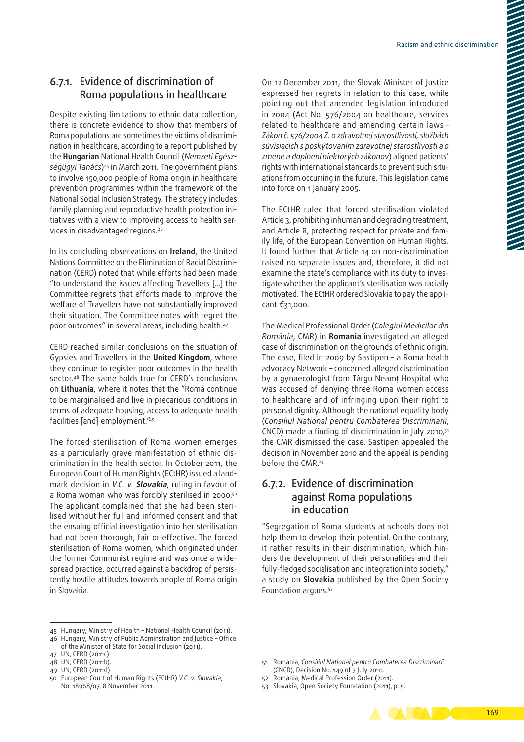### 6.7.1. Evidence of discrimination of Roma populations in healthcare

Despite existing limitations to ethnic data collection, there is concrete evidence to show that members of Roma populations are sometimes the victims of discrimination in healthcare, according to a report published by the **Hungarian** National Health Council (*Nemzeti Egészségügyi Tanács*)[45] in March 2011. The government plans to involve 150,000 people of Roma origin in healthcare prevention programmes within the framework of the National Social Inclusion Strategy. The strategy includes family planning and reproductive health protection initiatives with a view to improving access to health services in disadvantaged regions.[46]

In its concluding observations on **Ireland**, the United Nations Committee on the Elimination of Racial Discrimination (CERD) noted that while efforts had been made "to understand the issues affecting Travellers [...] the Committee regrets that efforts made to improve the welfare of Travellers have not substantially improved their situation. The Committee notes with regret the poor outcomes" in several areas, including health.[47]

CERD reached similar conclusions on the situation of Gypsies and Travellers in the **United Kingdom**, where they continue to register poor outcomes in the health sector.[48] The same holds true for CERD's conclusions on **Lithuania**, where it notes that the "Roma continue to be marginalised and live in precarious conditions in terms of adequate housing, access to adequate health facilities [and] employment."[49]

The forced sterilisation of Roma women emerges as a particularly grave manifestation of ethnic discrimination in the health sector. In October 2011, the European Court of Human Rights (ECtHR) issued a landmark decision in *V.C. v. **Slovakia***, ruling in favour of a Roma woman who was forcibly sterilised in 2000.[50] The applicant complained that she had been sterilised without her full and informed consent and that the ensuing official investigation into her sterilisation had not been thorough, fair or effective. The forced sterilisation of Roma women, which originated under the former Communist regime and was once a widespread practice, occurred against a backdrop of persistently hostile attitudes towards people of Roma origin in Slovakia.

On 12 December 2011, the Slovak Minister of Justice expressed her regrets in relation to this case, while pointing out that amended legislation introduced in 2004 (Act No. 576/2004 on healthcare, services related to healthcare and amending certain laws – *Zákon č. 576/2004 Z. o zdravotnej starostlivosti, službách súvisiacich s poskytovaním zdravotnej starostlivosti a o zmene a doplnení niektorých zákonov*) aligned patients' rights with international standards to prevent such situations from occurring in the future. This legislation came into force on 1 January 2005.

The ECtHR ruled that forced sterilisation violated Article 3, prohibiting inhuman and degrading treatment, and Article 8, protecting respect for private and family life, of the European Convention on Human Rights. It found further that Article 14 on non-discrimination raised no separate issues and, therefore, it did not examine the state's compliance with its duty to investigate whether the applicant's sterilisation was racially motivated. The ECtHR ordered Slovakia to pay the applicant €31,000.

The Medical Professional Order (*Colegiul Medicilor din România*, CMR) in **Romania** investigated an alleged case of discrimination on the grounds of ethnic origin. The case, filed in 2009 by Sastipen – a Roma health advocacy Network – concerned alleged discrimination by a gynaecologist from Târgu Neamț Hospital who was accused of denying three Roma women access to healthcare and of infringing upon their right to personal dignity. Although the national equality body (*Consiliul National pentru Combaterea Discriminarii*, CNCD) made a finding of discrimination in July 2010,[51] the CMR dismissed the case. Sastipen appealed the decision in November 2010 and the appeal is pending before the CMR.[52]

### 6.7.2. Evidence of discrimination against Roma populations in education

"Segregation of Roma students at schools does not help them to develop their potential. On the contrary, it rather results in their discrimination, which hinders the development of their personalities and their fully-fledged socialisation and integration into society," a study on **Slovakia** published by the Open Society Foundation argues.[53]

---

45 Hungary, Ministry of Health – National Health Council (2011).
46 Hungary, Ministry of Public Adminstration and Justice – Office of the Minister of State for Social Inclusion (2011).
47 UN, CERD (2011c).
48 UN, CERD (2011b).
49 UN, CERD (2011d).
50 European Court of Human Rights (ECtHR) *V.C. v. Slovakia*, No. 18968/07, 8 November 2011.
51 Romania, *Consiliul National pentru Combaterea Discriminarii* (CNCD), Decision No. 149 of 7 July 2010.
52 Romania, Medical Profession Order (2011).
53 Slovakia, Open Society Foundation (2011), p. 5.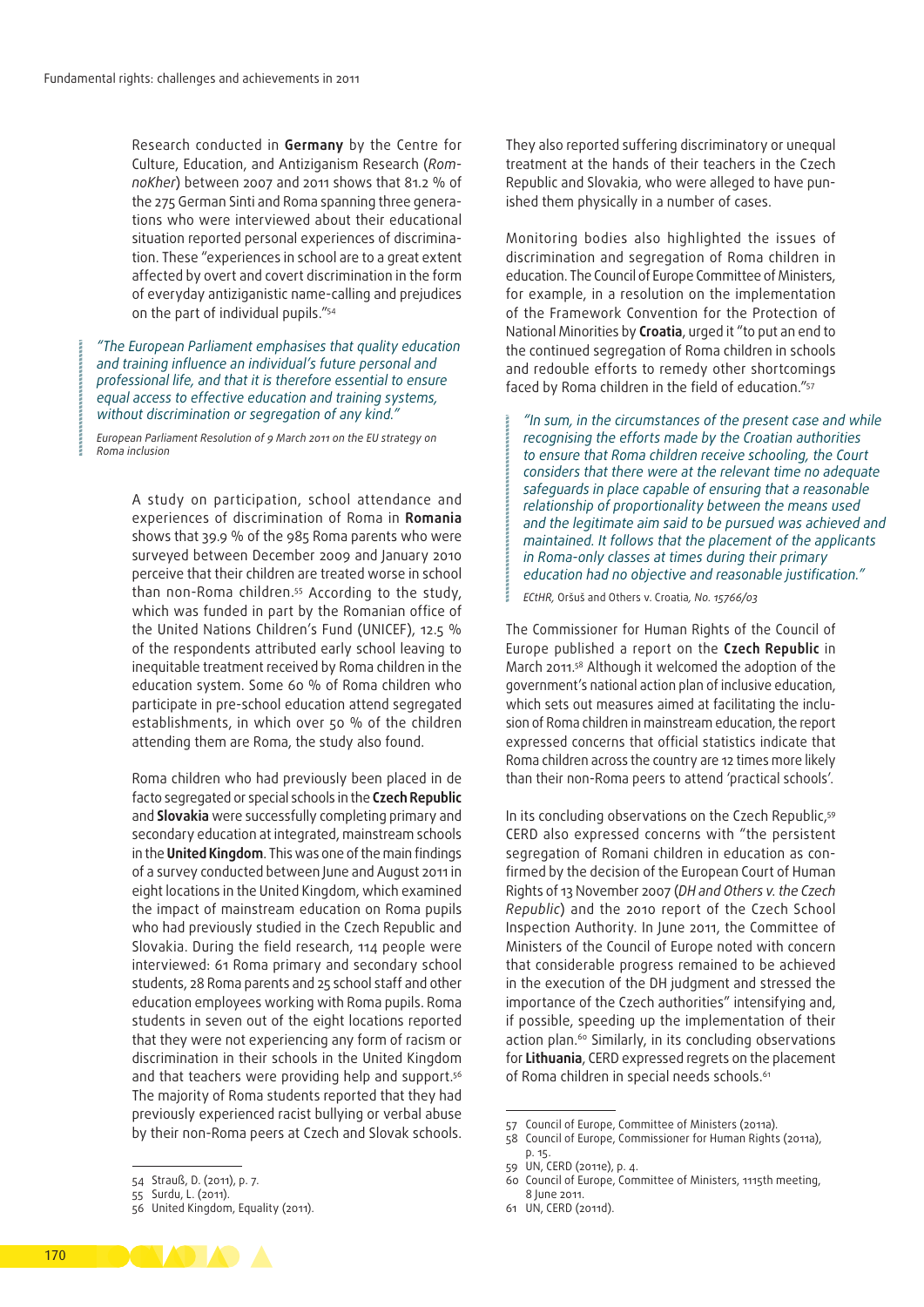Research conducted in **Germany** by the Centre for Culture, Education, and Antiziganism Research (*RomnoKher*) between 2007 and 2011 shows that 81.2 % of the 275 German Sinti and Roma spanning three generations who were interviewed about their educational situation reported personal experiences of discrimination. These "experiences in school are to a great extent affected by overt and covert discrimination in the form of everyday antiziganistic name-calling and prejudices on the part of individual pupils."[54]

> *"The European Parliament emphasises that quality education and training influence an individual's future personal and professional life, and that it is therefore essential to ensure equal access to effective education and training systems, without discrimination or segregation of any kind."*
>
> *European Parliament Resolution of 9 March 2011 on the EU strategy on Roma inclusion*

A study on participation, school attendance and experiences of discrimination of Roma in **Romania** shows that 39.9 % of the 985 Roma parents who were surveyed between December 2009 and January 2010 perceive that their children are treated worse in school than non-Roma children.[55] According to the study, which was funded in part by the Romanian office of the United Nations Children's Fund (UNICEF), 12.5 % of the respondents attributed early school leaving to inequitable treatment received by Roma children in the education system. Some 60 % of Roma children who participate in pre-school education attend segregated establishments, in which over 50 % of the children attending them are Roma, the study also found.

Roma children who had previously been placed in de facto segregated or special schools in the **Czech Republic** and **Slovakia** were successfully completing primary and secondary education at integrated, mainstream schools in the **United Kingdom**. This was one of the main findings of a survey conducted between June and August 2011 in eight locations in the United Kingdom, which examined the impact of mainstream education on Roma pupils who had previously studied in the Czech Republic and Slovakia. During the field research, 114 people were interviewed: 61 Roma primary and secondary school students, 28 Roma parents and 25 school staff and other education employees working with Roma pupils. Roma students in seven out of the eight locations reported that they were not experiencing any form of racism or discrimination in their schools in the United Kingdom and that teachers were providing help and support.[56] The majority of Roma students reported that they had previously experienced racist bullying or verbal abuse by their non-Roma peers at Czech and Slovak schools. They also reported suffering discriminatory or unequal treatment at the hands of their teachers in the Czech Republic and Slovakia, who were alleged to have punished them physically in a number of cases.

Monitoring bodies also highlighted the issues of discrimination and segregation of Roma children in education. The Council of Europe Committee of Ministers, for example, in a resolution on the implementation of the Framework Convention for the Protection of National Minorities by **Croatia**, urged it "to put an end to the continued segregation of Roma children in schools and redouble efforts to remedy other shortcomings faced by Roma children in the field of education."[57]

> *"In sum, in the circumstances of the present case and while recognising the efforts made by the Croatian authorities to ensure that Roma children receive schooling, the Court considers that there were at the relevant time no adequate safeguards in place capable of ensuring that a reasonable relationship of proportionality between the means used and the legitimate aim said to be pursued was achieved and maintained. It follows that the placement of the applicants in Roma-only classes at times during their primary education had no objective and reasonable justification."*
>
> *ECtHR,* Oršuš and Others v. Croatia, *No. 15766/03*

The Commissioner for Human Rights of the Council of Europe published a report on the **Czech Republic** in March 2011.[58] Although it welcomed the adoption of the government's national action plan of inclusive education, which sets out measures aimed at facilitating the inclusion of Roma children in mainstream education, the report expressed concerns that official statistics indicate that Roma children across the country are 12 times more likely than their non-Roma peers to attend 'practical schools'.

In its concluding observations on the Czech Republic,[59] CERD also expressed concerns with "the persistent segregation of Romani children in education as confirmed by the decision of the European Court of Human Rights of 13 November 2007 (*DH and Others v. the Czech Republic*) and the 2010 report of the Czech School Inspection Authority. In June 2011, the Committee of Ministers of the Council of Europe noted with concern that considerable progress remained to be achieved in the execution of the DH judgment and stressed the importance of the Czech authorities" intensifying and, if possible, speeding up the implementation of their action plan.[60] Similarly, in its concluding observations for **Lithuania**, CERD expressed regrets on the placement of Roma children in special needs schools.[61]

---

54 Strauß, D. (2011), p. 7.
55 Surdu, L. (2011).
56 United Kingdom, Equality (2011).
57 Council of Europe, Committee of Ministers (2011a).
58 Council of Europe, Commissioner for Human Rights (2011a), p. 15.
59 UN, CERD (2011e), p. 4.
60 Council of Europe, Committee of Ministers, 1115th meeting, 8 June 2011.
61 UN, CERD (2011d).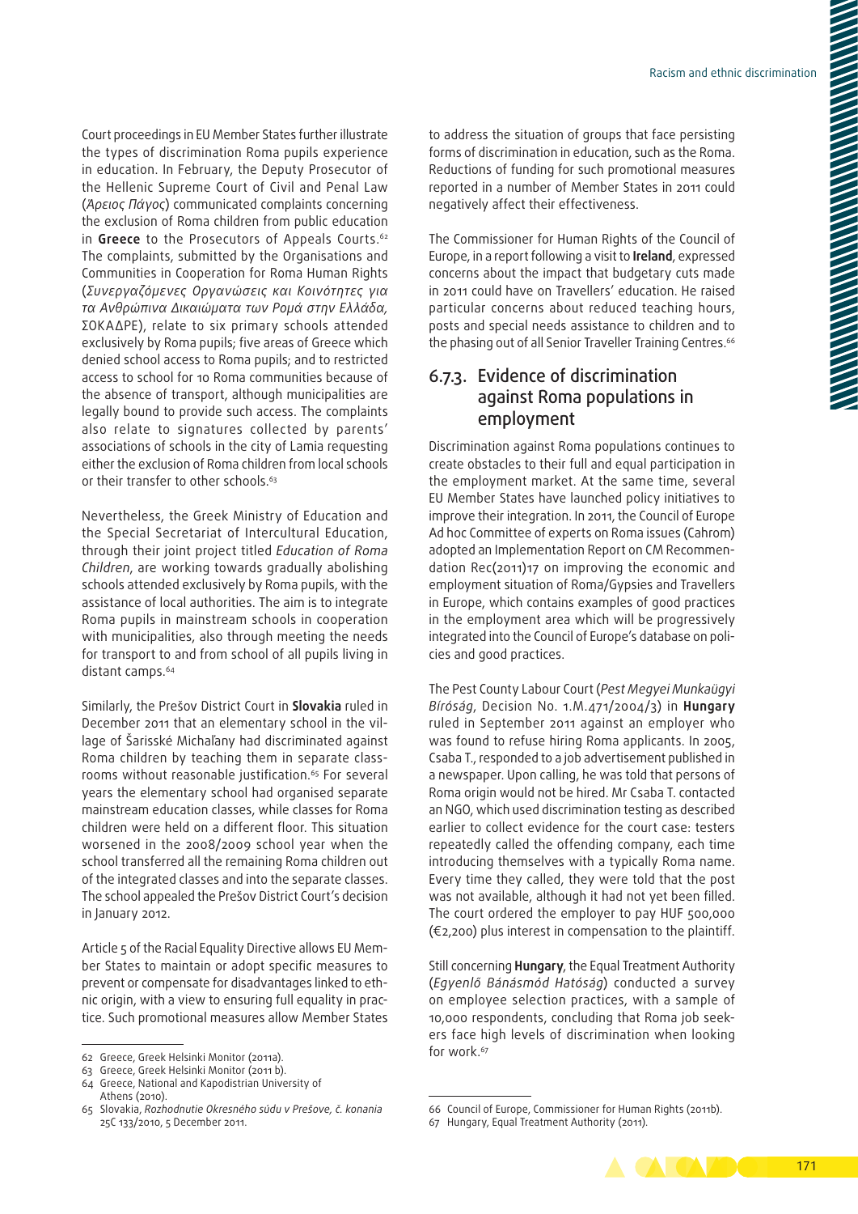Court proceedings in EU Member States further illustrate the types of discrimination Roma pupils experience in education. In February, the Deputy Prosecutor of the Hellenic Supreme Court of Civil and Penal Law (*Άρειος Πάγος*) communicated complaints concerning the exclusion of Roma children from public education in **Greece** to the Prosecutors of Appeals Courts.[62] The complaints, submitted by the Organisations and Communities in Cooperation for Roma Human Rights (*Συνεργαζόμενες Οργανώσεις και Κοινότητες για τα Ανθρώπινα Δικαιώματα των Ρομά στην Ελλάδα,* ΣΟΚΑΔΡΕ), relate to six primary schools attended exclusively by Roma pupils; five areas of Greece which denied school access to Roma pupils; and to restricted access to school for 10 Roma communities because of the absence of transport, although municipalities are legally bound to provide such access. The complaints also relate to signatures collected by parents' associations of schools in the city of Lamia requesting either the exclusion of Roma children from local schools or their transfer to other schools.[63]

Nevertheless, the Greek Ministry of Education and the Special Secretariat of Intercultural Education, through their joint project titled *Education of Roma Children*, are working towards gradually abolishing schools attended exclusively by Roma pupils, with the assistance of local authorities. The aim is to integrate Roma pupils in mainstream schools in cooperation with municipalities, also through meeting the needs for transport to and from school of all pupils living in distant camps.[64]

Similarly, the Prešov District Court in **Slovakia** ruled in December 2011 that an elementary school in the village of Šarisské Michaľany had discriminated against Roma children by teaching them in separate classrooms without reasonable justification.[65] For several years the elementary school had organised separate mainstream education classes, while classes for Roma children were held on a different floor. This situation worsened in the 2008/2009 school year when the school transferred all the remaining Roma children out of the integrated classes and into the separate classes. The school appealed the Prešov District Court's decision in January 2012.

Article 5 of the Racial Equality Directive allows EU Member States to maintain or adopt specific measures to prevent or compensate for disadvantages linked to ethnic origin, with a view to ensuring full equality in practice. Such promotional measures allow Member States to address the situation of groups that face persisting forms of discrimination in education, such as the Roma. Reductions of funding for such promotional measures reported in a number of Member States in 2011 could negatively affect their effectiveness.

The Commissioner for Human Rights of the Council of Europe, in a report following a visit to **Ireland**, expressed concerns about the impact that budgetary cuts made in 2011 could have on Travellers' education. He raised particular concerns about reduced teaching hours, posts and special needs assistance to children and to the phasing out of all Senior Traveller Training Centres.[66]

### 6.7.3. Evidence of discrimination against Roma populations in employment

Discrimination against Roma populations continues to create obstacles to their full and equal participation in the employment market. At the same time, several EU Member States have launched policy initiatives to improve their integration. In 2011, the Council of Europe Ad hoc Committee of experts on Roma issues (Cahrom) adopted an Implementation Report on CM Recommendation Rec(2011)17 on improving the economic and employment situation of Roma/Gypsies and Travellers in Europe, which contains examples of good practices in the employment area which will be progressively integrated into the Council of Europe's database on policies and good practices.

The Pest County Labour Court (*Pest Megyei Munkaügyi Bíróság*, Decision No. 1.M.471/2004/3) in **Hungary** ruled in September 2011 against an employer who was found to refuse hiring Roma applicants. In 2005, Csaba T., responded to a job advertisement published in a newspaper. Upon calling, he was told that persons of Roma origin would not be hired. Mr Csaba T. contacted an NGO, which used discrimination testing as described earlier to collect evidence for the court case: testers repeatedly called the offending company, each time introducing themselves with a typically Roma name. Every time they called, they were told that the post was not available, although it had not yet been filled. The court ordered the employer to pay HUF 500,000 (€2,200) plus interest in compensation to the plaintiff.

Still concerning **Hungary**, the Equal Treatment Authority (*Egyenlő Bánásmód Hatóság*) conducted a survey on employee selection practices, with a sample of 10,000 respondents, concluding that Roma job seekers face high levels of discrimination when looking for work.[67]

---

62 Greece, Greek Helsinki Monitor (2011a).
63 Greece, Greek Helsinki Monitor (2011 b).
64 Greece, National and Kapodistrian University of Athens (2010).
65 Slovakia, *Rozhodnutie Okresného súdu v Prešove, č. konania* 25C 133/2010, 5 December 2011.
66 Council of Europe, Commissioner for Human Rights (2011b).
67 Hungary, Equal Treatment Authority (2011).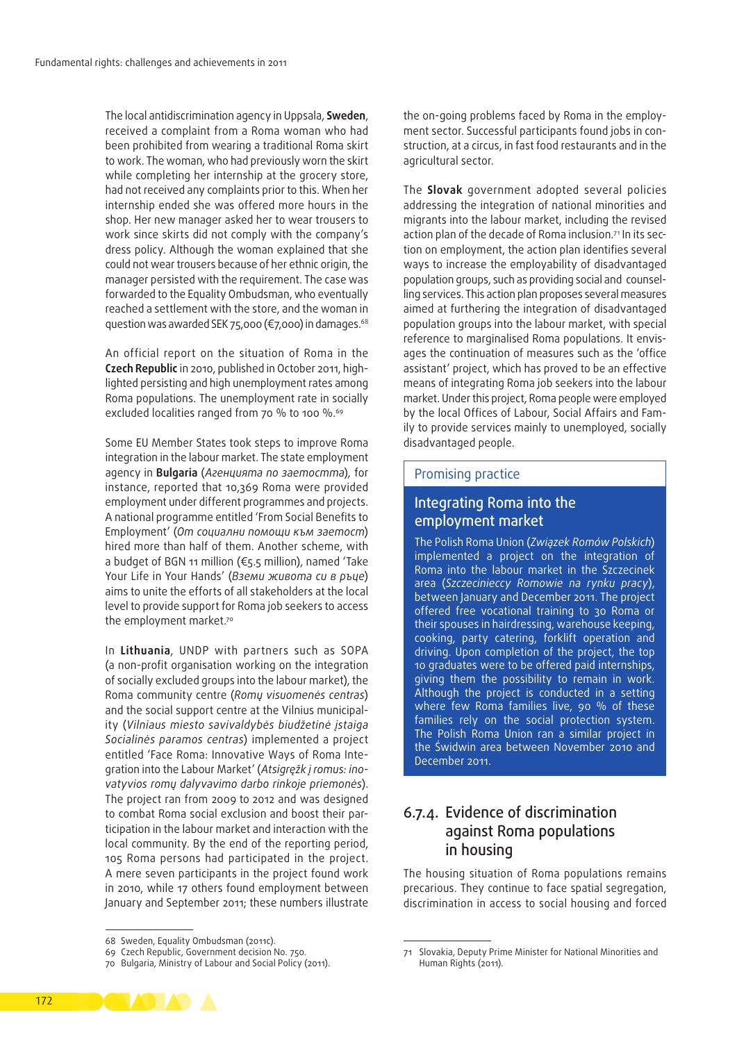The local antidiscrimination agency in Uppsala, **Sweden**, received a complaint from a Roma woman who had been prohibited from wearing a traditional Roma skirt to work. The woman, who had previously worn the skirt while completing her internship at the grocery store, had not received any complaints prior to this. When her internship ended she was offered more hours in the shop. Her new manager asked her to wear trousers to work since skirts did not comply with the company's dress policy. Although the woman explained that she could not wear trousers because of her ethnic origin, the manager persisted with the requirement. The case was forwarded to the Equality Ombudsman, who eventually reached a settlement with the store, and the woman in question was awarded SEK 75,000 (€7,000) in damages.[68]

An official report on the situation of Roma in the **Czech Republic** in 2010, published in October 2011, highlighted persisting and high unemployment rates among Roma populations. The unemployment rate in socially excluded localities ranged from 70 % to 100 %.[69]

Some EU Member States took steps to improve Roma integration in the labour market. The state employment agency in **Bulgaria** (*Агенцията по заетостта*), for instance, reported that 10,369 Roma were provided employment under different programmes and projects. A national programme entitled 'From Social Benefits to Employment' (*От социални помощи към заетост*) hired more than half of them. Another scheme, with a budget of BGN 11 million (€5.5 million), named 'Take Your Life in Your Hands' (*Вземи живота си в ръце*) aims to unite the efforts of all stakeholders at the local level to provide support for Roma job seekers to access the employment market.[70]

In **Lithuania**, UNDP with partners such as SOPA (a non-profit organisation working on the integration of socially excluded groups into the labour market), the Roma community centre (*Romų visuomenės centras*) and the social support centre at the Vilnius municipality (*Vilniaus miesto savivaldybės biudžetinė įstaiga Socialinės paramos centras*) implemented a project entitled 'Face Roma: Innovative Ways of Roma Integration into the Labour Market' (*Atsigręžk į romus: inovatyvios romų dalyvavimo darbo rinkoje priemonės*). The project ran from 2009 to 2012 and was designed to combat Roma social exclusion and boost their participation in the labour market and interaction with the local community. By the end of the reporting period, 105 Roma persons had participated in the project. A mere seven participants in the project found work in 2010, while 17 others found employment between January and September 2011; these numbers illustrate the on-going problems faced by Roma in the employment sector. Successful participants found jobs in construction, at a circus, in fast food restaurants and in the agricultural sector.

The **Slovak** government adopted several policies addressing the integration of national minorities and migrants into the labour market, including the revised action plan of the decade of Roma inclusion.[71] In its section on employment, the action plan identifies several ways to increase the employability of disadvantaged population groups, such as providing social and counselling services. This action plan proposes several measures aimed at furthering the integration of disadvantaged population groups into the labour market, with special reference to marginalised Roma populations. It envisages the continuation of measures such as the 'office assistant' project, which has proved to be an effective means of integrating Roma job seekers into the labour market. Under this project, Roma people were employed by the local Offices of Labour, Social Affairs and Family to provide services mainly to unemployed, socially disadvantaged people.

> **Promising practice**
>
> **Integrating Roma into the employment market**
>
> The Polish Roma Union (*Związek Romów Polskich*) implemented a project on the integration of Roma into the labour market in the Szczecinek area (*Szczecinieccy Romowie na rynku pracy*), between January and December 2011. The project offered free vocational training to 30 Roma or their spouses in hairdressing, warehouse keeping, cooking, party catering, forklift operation and driving. Upon completion of the project, the top 10 graduates were to be offered paid internships, giving them the possibility to remain in work. Although the project is conducted in a setting where few Roma families live, 90 % of these families rely on the social protection system. The Polish Roma Union ran a similar project in the Świdwin area between November 2010 and December 2011.

### 6.7.4. Evidence of discrimination against Roma populations in housing

The housing situation of Roma populations remains precarious. They continue to face spatial segregation, discrimination in access to social housing and forced

---

68 Sweden, Equality Ombudsman (2011c).

69 Czech Republic, Government decision No. 750.

70 Bulgaria, Ministry of Labour and Social Policy (2011).

71 Slovakia, Deputy Prime Minister for National Minorities and Human Rights (2011).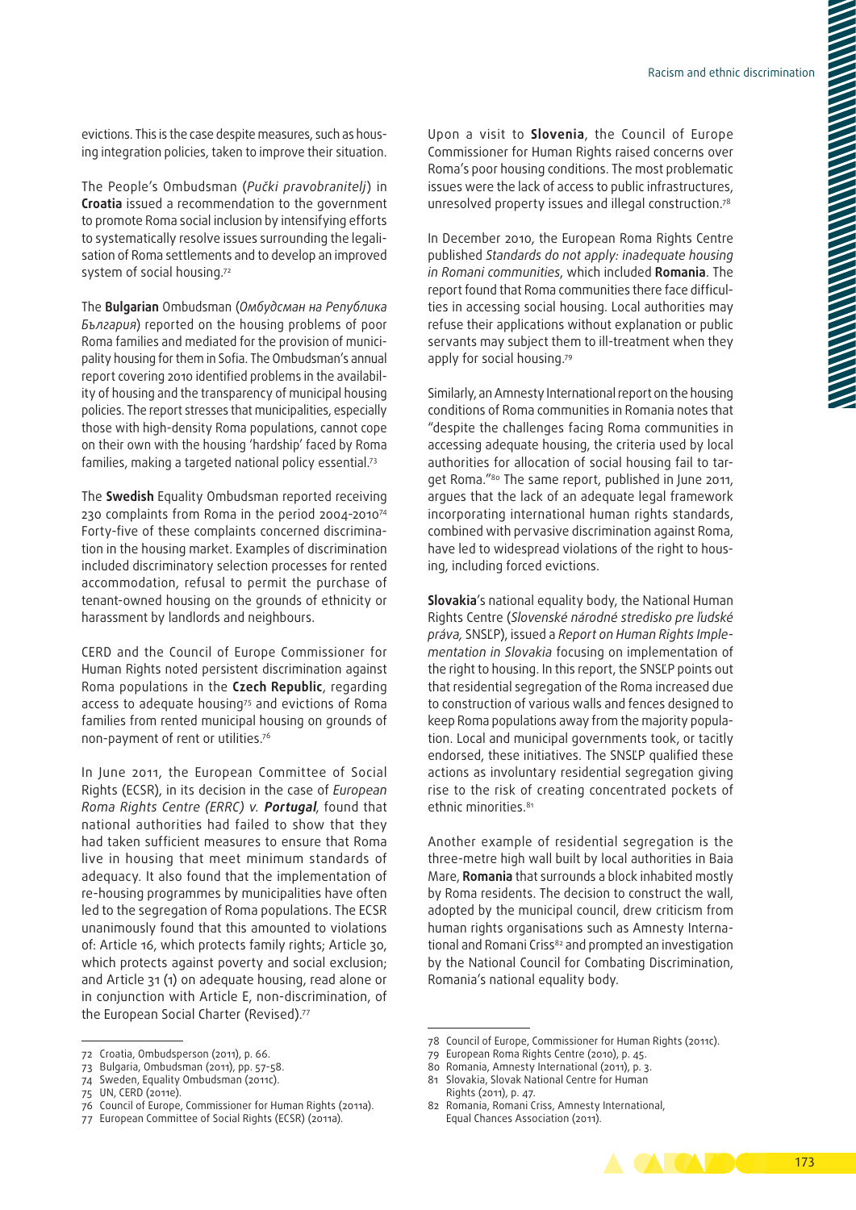evictions. This is the case despite measures, such as housing integration policies, taken to improve their situation.

The People's Ombudsman (*Pučki pravobranitelj*) in **Croatia** issued a recommendation to the government to promote Roma social inclusion by intensifying efforts to systematically resolve issues surrounding the legalisation of Roma settlements and to develop an improved system of social housing.[72]

The **Bulgarian** Ombudsman (*Омбудсман на Република България*) reported on the housing problems of poor Roma families and mediated for the provision of municipality housing for them in Sofia. The Ombudsman's annual report covering 2010 identified problems in the availability of housing and the transparency of municipal housing policies. The report stresses that municipalities, especially those with high-density Roma populations, cannot cope on their own with the housing 'hardship' faced by Roma families, making a targeted national policy essential.[73]

The **Swedish** Equality Ombudsman reported receiving 230 complaints from Roma in the period 2004-2010[74] Forty-five of these complaints concerned discrimination in the housing market. Examples of discrimination included discriminatory selection processes for rented accommodation, refusal to permit the purchase of tenant-owned housing on the grounds of ethnicity or harassment by landlords and neighbours.

CERD and the Council of Europe Commissioner for Human Rights noted persistent discrimination against Roma populations in the **Czech Republic**, regarding access to adequate housing[75] and evictions of Roma families from rented municipal housing on grounds of non-payment of rent or utilities.[76]

In June 2011, the European Committee of Social Rights (ECSR), in its decision in the case of *European Roma Rights Centre (ERRC) v.* ***Portugal***, found that national authorities had failed to show that they had taken sufficient measures to ensure that Roma live in housing that meet minimum standards of adequacy. It also found that the implementation of re-housing programmes by municipalities have often led to the segregation of Roma populations. The ECSR unanimously found that this amounted to violations of: Article 16, which protects family rights; Article 30, which protects against poverty and social exclusion; and Article 31 (1) on adequate housing, read alone or in conjunction with Article E, non-discrimination, of the European Social Charter (Revised).[77]

Upon a visit to **Slovenia**, the Council of Europe Commissioner for Human Rights raised concerns over Roma's poor housing conditions. The most problematic issues were the lack of access to public infrastructures, unresolved property issues and illegal construction.[78]

In December 2010, the European Roma Rights Centre published *Standards do not apply: inadequate housing in Romani communities*, which included **Romania**. The report found that Roma communities there face difficulties in accessing social housing. Local authorities may refuse their applications without explanation or public servants may subject them to ill-treatment when they apply for social housing.[79]

Similarly, an Amnesty International report on the housing conditions of Roma communities in Romania notes that "despite the challenges facing Roma communities in accessing adequate housing, the criteria used by local authorities for allocation of social housing fail to target Roma."[80] The same report, published in June 2011, argues that the lack of an adequate legal framework incorporating international human rights standards, combined with pervasive discrimination against Roma, have led to widespread violations of the right to housing, including forced evictions.

**Slovakia**'s national equality body, the National Human Rights Centre (*Slovenské národné stredisko pre ľudské práva*, SNSĽP), issued a *Report on Human Rights Implementation in Slovakia* focusing on implementation of the right to housing. In this report, the SNSĽP points out that residential segregation of the Roma increased due to construction of various walls and fences designed to keep Roma populations away from the majority population. Local and municipal governments took, or tacitly endorsed, these initiatives. The SNSĽP qualified these actions as involuntary residential segregation giving rise to the risk of creating concentrated pockets of ethnic minorities.[81]

Another example of residential segregation is the three-metre high wall built by local authorities in Baia Mare, **Romania** that surrounds a block inhabited mostly by Roma residents. The decision to construct the wall, adopted by the municipal council, drew criticism from human rights organisations such as Amnesty International and Romani Criss[82] and prompted an investigation by the National Council for Combating Discrimination, Romania's national equality body.

---

72 Croatia, Ombudsperson (2011), p. 66.
73 Bulgaria, Ombudsman (2011), pp. 57-58.
74 Sweden, Equality Ombudsman (2011c).
75 UN, CERD (2011e).
76 Council of Europe, Commissioner for Human Rights (2011a).
77 European Committee of Social Rights (ECSR) (2011a).
78 Council of Europe, Commissioner for Human Rights (2011c).
79 European Roma Rights Centre (2010), p. 45.
80 Romania, Amnesty International (2011), p. 3.
81 Slovakia, Slovak National Centre for Human Rights (2011), p. 47.
82 Romania, Romani Criss, Amnesty International, Equal Chances Association (2011).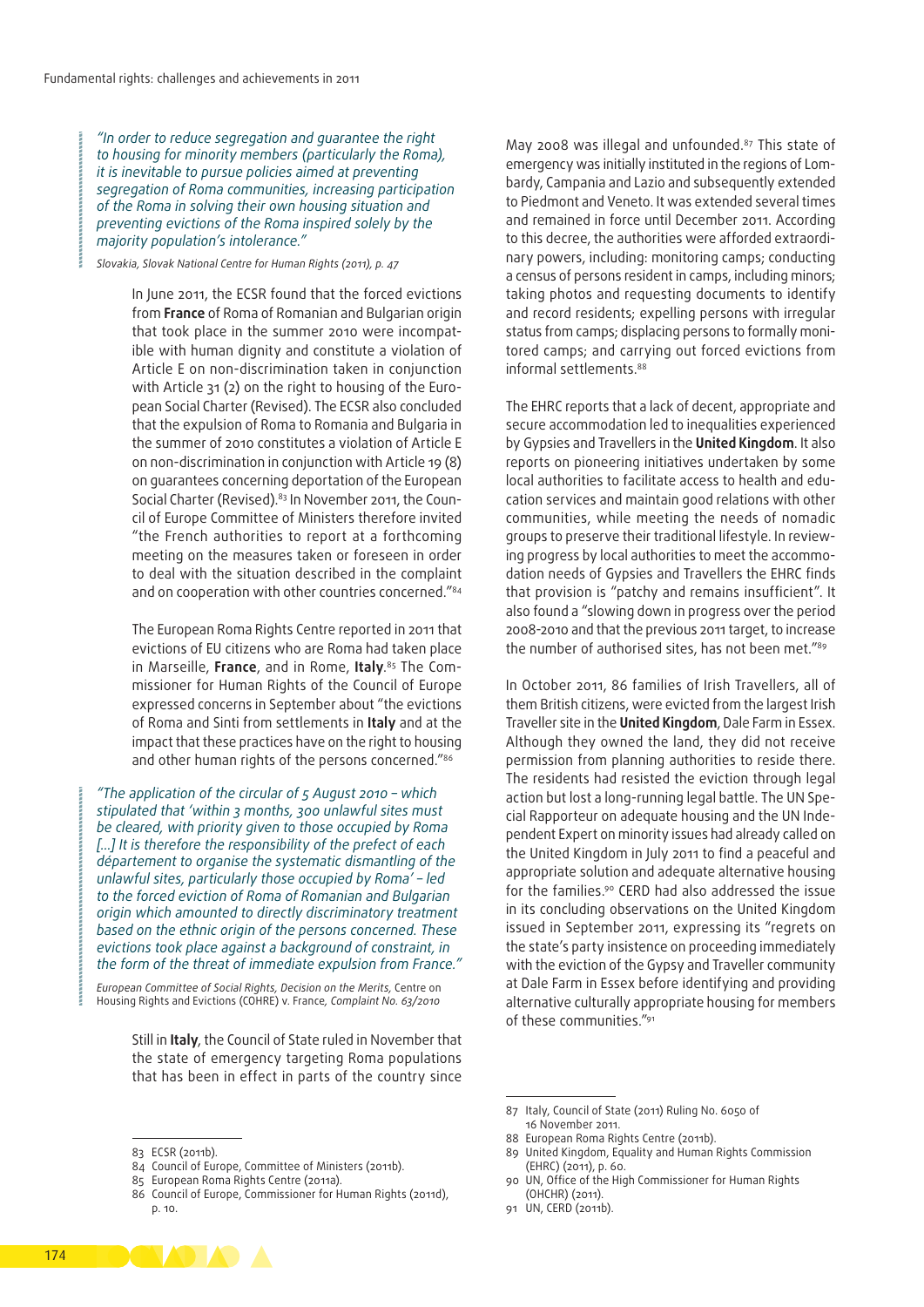> *"In order to reduce segregation and guarantee the right to housing for minority members (particularly the Roma), it is inevitable to pursue policies aimed at preventing segregation of Roma communities, increasing participation of the Roma in solving their own housing situation and preventing evictions of the Roma inspired solely by the majority population's intolerance."*
>
> *Slovakia, Slovak National Centre for Human Rights (2011), p. 47*

In June 2011, the ECSR found that the forced evictions from **France** of Roma of Romanian and Bulgarian origin that took place in the summer 2010 were incompatible with human dignity and constitute a violation of Article E on non-discrimination taken in conjunction with Article 31 (2) on the right to housing of the European Social Charter (Revised). The ECSR also concluded that the expulsion of Roma to Romania and Bulgaria in the summer of 2010 constitutes a violation of Article E on non-discrimination in conjunction with Article 19 (8) on guarantees concerning deportation of the European Social Charter (Revised).[83] In November 2011, the Council of Europe Committee of Ministers therefore invited "the French authorities to report at a forthcoming meeting on the measures taken or foreseen in order to deal with the situation described in the complaint and on cooperation with other countries concerned."[84]

The European Roma Rights Centre reported in 2011 that evictions of EU citizens who are Roma had taken place in Marseille, **France**, and in Rome, **Italy**.[85] The Commissioner for Human Rights of the Council of Europe expressed concerns in September about "the evictions of Roma and Sinti from settlements in **Italy** and at the impact that these practices have on the right to housing and other human rights of the persons concerned."[86]

> *"The application of the circular of 5 August 2010 – which stipulated that 'within 3 months, 300 unlawful sites must be cleared, with priority given to those occupied by Roma […] It is therefore the responsibility of the prefect of each département to organise the systematic dismantling of the unlawful sites, particularly those occupied by Roma' – led to the forced eviction of Roma of Romanian and Bulgarian origin which amounted to directly discriminatory treatment based on the ethnic origin of the persons concerned. These evictions took place against a background of constraint, in the form of the threat of immediate expulsion from France."*
>
> *European Committee of Social Rights, Decision on the Merits,* Centre on Housing Rights and Evictions (COHRE) v. France, *Complaint No. 63/2010*

Still in **Italy**, the Council of State ruled in November that the state of emergency targeting Roma populations that has been in effect in parts of the country since May 2008 was illegal and unfounded.[87] This state of emergency was initially instituted in the regions of Lombardy, Campania and Lazio and subsequently extended to Piedmont and Veneto. It was extended several times and remained in force until December 2011. According to this decree, the authorities were afforded extraordinary powers, including: monitoring camps; conducting a census of persons resident in camps, including minors; taking photos and requesting documents to identify and record residents; expelling persons with irregular status from camps; displacing persons to formally monitored camps; and carrying out forced evictions from informal settlements.[88]

The EHRC reports that a lack of decent, appropriate and secure accommodation led to inequalities experienced by Gypsies and Travellers in the **United Kingdom**. It also reports on pioneering initiatives undertaken by some local authorities to facilitate access to health and education services and maintain good relations with other communities, while meeting the needs of nomadic groups to preserve their traditional lifestyle. In reviewing progress by local authorities to meet the accommodation needs of Gypsies and Travellers the EHRC finds that provision is "patchy and remains insufficient". It also found a "slowing down in progress over the period 2008-2010 and that the previous 2011 target, to increase the number of authorised sites, has not been met."[89]

In October 2011, 86 families of Irish Travellers, all of them British citizens, were evicted from the largest Irish Traveller site in the **United Kingdom**, Dale Farm in Essex. Although they owned the land, they did not receive permission from planning authorities to reside there. The residents had resisted the eviction through legal action but lost a long-running legal battle. The UN Special Rapporteur on adequate housing and the UN Independent Expert on minority issues had already called on the United Kingdom in July 2011 to find a peaceful and appropriate solution and adequate alternative housing for the families.[90] CERD had also addressed the issue in its concluding observations on the United Kingdom issued in September 2011, expressing its "regrets on the state's party insistence on proceeding immediately with the eviction of the Gypsy and Traveller community at Dale Farm in Essex before identifying and providing alternative culturally appropriate housing for members of these communities."[91]

---

83 ECSR (2011b).
84 Council of Europe, Committee of Ministers (2011b).
85 European Roma Rights Centre (2011a).
86 Council of Europe, Commissioner for Human Rights (2011d), p. 10.
87 Italy, Council of State (2011) Ruling No. 6050 of 16 November 2011.
88 European Roma Rights Centre (2011b).
89 United Kingdom, Equality and Human Rights Commission (EHRC) (2011), p. 60.
90 UN, Office of the High Commissioner for Human Rights (OHCHR) (2011).
91 UN, CERD (2011b).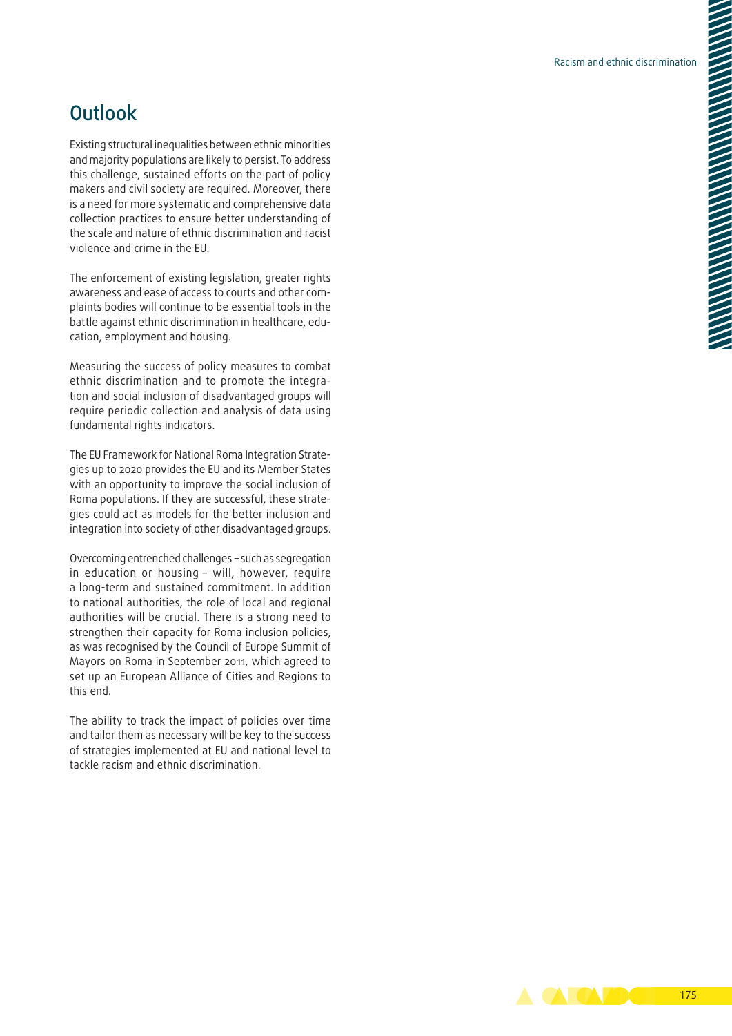## Outlook

Existing structural inequalities between ethnic minorities and majority populations are likely to persist. To address this challenge, sustained efforts on the part of policy makers and civil society are required. Moreover, there is a need for more systematic and comprehensive data collection practices to ensure better understanding of the scale and nature of ethnic discrimination and racist violence and crime in the EU.

The enforcement of existing legislation, greater rights awareness and ease of access to courts and other complaints bodies will continue to be essential tools in the battle against ethnic discrimination in healthcare, education, employment and housing.

Measuring the success of policy measures to combat ethnic discrimination and to promote the integration and social inclusion of disadvantaged groups will require periodic collection and analysis of data using fundamental rights indicators.

The EU Framework for National Roma Integration Strategies up to 2020 provides the EU and its Member States with an opportunity to improve the social inclusion of Roma populations. If they are successful, these strategies could act as models for the better inclusion and integration into society of other disadvantaged groups.

Overcoming entrenched challenges – such as segregation in education or housing – will, however, require a long-term and sustained commitment. In addition to national authorities, the role of local and regional authorities will be crucial. There is a strong need to strengthen their capacity for Roma inclusion policies, as was recognised by the Council of Europe Summit of Mayors on Roma in September 2011, which agreed to set up an European Alliance of Cities and Regions to this end.

The ability to track the impact of policies over time and tailor them as necessary will be key to the success of strategies implemented at EU and national level to tackle racism and ethnic discrimination.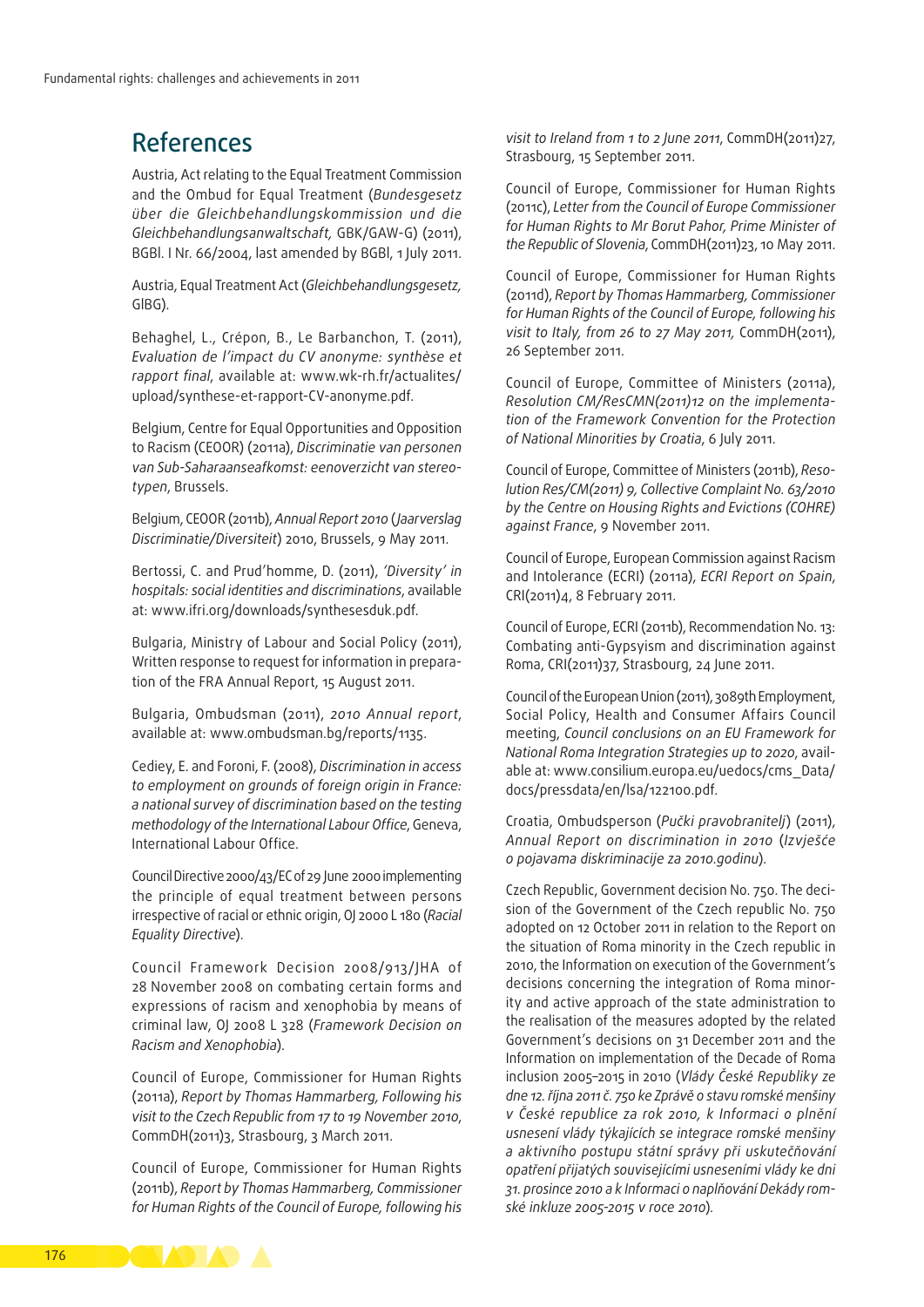## References

Austria, Act relating to the Equal Treatment Commission and the Ombud for Equal Treatment (*Bundesgesetz über die Gleichbehandlungskommission und die Gleichbehandlungsanwaltschaft,* GBK/GAW-G) (2011), BGBl. I Nr. 66/2004, last amended by BGBl, 1 July 2011.

Austria, Equal Treatment Act (*Gleichbehandlungsgesetz,* GlBG).

Behaghel, L., Crépon, B., Le Barbanchon, T. (2011), *Evaluation de l'impact du CV anonyme: synthèse et rapport final*, available at: www.wk-rh.fr/actualites/upload/synthese-et-rapport-CV-anonyme.pdf.

Belgium, Centre for Equal Opportunities and Opposition to Racism (CEOOR) (2011a), *Discriminatie van personen van Sub-Saharaanseafkomst: eenoverzicht van stereotypen,* Brussels.

Belgium, CEOOR (2011b), *Annual Report 2010* (*Jaarverslag Discriminatie/Diversiteit*) 2010, Brussels, 9 May 2011.

Bertossi, C. and Prud'homme, D. (2011), *'Diversity' in hospitals: social identities and discriminations*, available at: www.ifri.org/downloads/synthesesduk.pdf.

Bulgaria, Ministry of Labour and Social Policy (2011), Written response to request for information in preparation of the FRA Annual Report, 15 August 2011.

Bulgaria, Ombudsman (2011), *2010 Annual report*, available at: www.ombudsman.bg/reports/1135.

Cediey, E. and Foroni, F. (2008), *Discrimination in access to employment on grounds of foreign origin in France: a national survey of discrimination based on the testing methodology of the International Labour Office,* Geneva, International Labour Office.

Council Directive 2000/43/EC of 29 June 2000 implementing the principle of equal treatment between persons irrespective of racial or ethnic origin, OJ 2000 L 180 (*Racial Equality Directive*).

Council Framework Decision 2008/913/JHA of 28 November 2008 on combating certain forms and expressions of racism and xenophobia by means of criminal law, OJ 2008 L 328 (*Framework Decision on Racism and Xenophobia*).

Council of Europe, Commissioner for Human Rights (2011a), *Report by Thomas Hammarberg, Following his visit to the Czech Republic from 17 to 19 November 2010*, CommDH(2011)3, Strasbourg, 3 March 2011.

Council of Europe, Commissioner for Human Rights (2011b), *Report by Thomas Hammarberg, Commissioner for Human Rights of the Council of Europe, following his visit to Ireland from 1 to 2 June 2011*, CommDH(2011)27, Strasbourg, 15 September 2011.

Council of Europe, Commissioner for Human Rights (2011c), *Letter from the Council of Europe Commissioner for Human Rights to Mr Borut Pahor, Prime Minister of the Republic of Slovenia*, CommDH(2011)23, 10 May 2011.

Council of Europe, Commissioner for Human Rights (2011d), *Report by Thomas Hammarberg, Commissioner for Human Rights of the Council of Europe, following his visit to Italy, from 26 to 27 May 2011,* CommDH(2011), 26 September 2011.

Council of Europe, Committee of Ministers (2011a), *Resolution CM/ResCMN(2011)12 on the implementation of the Framework Convention for the Protection of National Minorities by Croatia*, 6 July 2011.

Council of Europe, Committee of Ministers (2011b), *Resolution Res/CM(2011) 9, Collective Complaint No. 63/2010 by the Centre on Housing Rights and Evictions (COHRE) against France*, 9 November 2011.

Council of Europe, European Commission against Racism and Intolerance (ECRI) (2011a), *ECRI Report on Spain*, CRI(2011)4, 8 February 2011.

Council of Europe, ECRI (2011b), Recommendation No. 13: Combating anti-Gypsyism and discrimination against Roma, CRI(2011)37, Strasbourg, 24 June 2011.

Council of the European Union (2011), 3089th Employment, Social Policy, Health and Consumer Affairs Council meeting, *Council conclusions on an EU Framework for National Roma Integration Strategies up to 2020*, available at: www.consilium.europa.eu/uedocs/cms_Data/docs/pressdata/en/lsa/122100.pdf.

Croatia, Ombudsperson (*Pučki pravobranitelj*) (2011), *Annual Report on discrimination in 2010* (*Izvješće o pojavama diskriminacije za 2010.godinu*).

Czech Republic, Government decision No. 750. The decision of the Government of the Czech republic No. 750 adopted on 12 October 2011 in relation to the Report on the situation of Roma minority in the Czech republic in 2010, the Information on execution of the Government's decisions concerning the integration of Roma minority and active approach of the state administration to the realisation of the measures adopted by the related Government's decisions on 31 December 2011 and the Information on implementation of the Decade of Roma inclusion 2005–2015 in 2010 (*Vlády České Republiky ze dne 12. října 2011 č. 750 ke Zprávě o stavu romské menšiny v České republice za rok 2010, k Informaci o plnění usnesení vlády týkajících se integrace romské menšiny a aktivního postupu státní správy při uskutečňování opatření přijatých souvisejícími usneseními vlády ke dni 31. prosince 2010 a k Informaci o naplňování Dekády romské inkluze 2005-2015 v roce 2010*).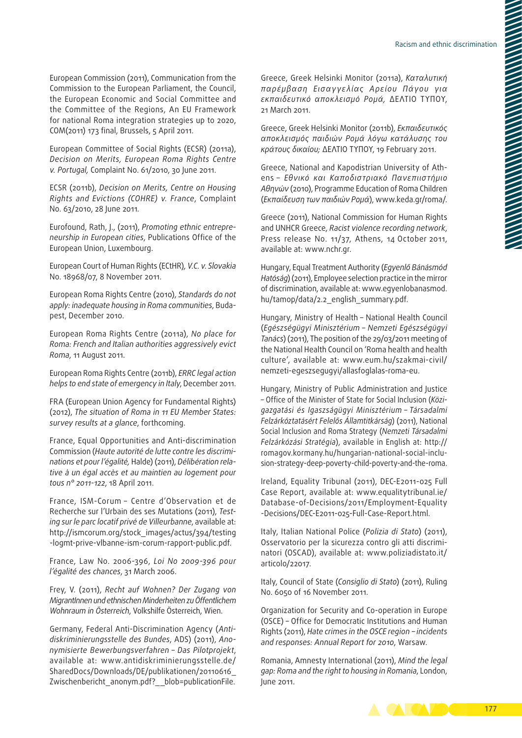European Commission (2011), Communication from the Commission to the European Parliament, the Council, the European Economic and Social Committee and the Committee of the Regions, An EU Framework for national Roma integration strategies up to 2020, COM(2011) 173 final, Brussels, 5 April 2011.

European Committee of Social Rights (ECSR) (2011a), *Decision on Merits, European Roma Rights Centre v. Portugal,* Complaint No. 61/2010, 30 June 2011.

ECSR (2011b), *Decision on Merits, Centre on Housing Rights and Evictions (COHRE) v. France*, Complaint No. 63/2010, 28 June 2011.

Eurofound, Rath, J., (2011), *Promoting ethnic entrepreneurship in European cities*, Publications Office of the European Union, Luxembourg.

European Court of Human Rights (ECtHR), *V.C. v. Slovakia* No. 18968/07, 8 November 2011.

European Roma Rights Centre (2010), *Standards do not apply: inadequate housing in Roma communities*, Budapest, December 2010.

European Roma Rights Centre (2011a), *No place for Roma: French and Italian authorities aggressively evict Roma*, 11 August 2011.

European Roma Rights Centre (2011b), *ERRC legal action helps to end state of emergency in Italy*, December 2011.

FRA (European Union Agency for Fundamental Rights) (2012), *The situation of Roma in 11 EU Member States: survey results at a glance*, forthcoming.

France, Equal Opportunities and Anti-discrimination Commission (*Haute autorité de lutte contre les discriminations et pour l'égalité,* Halde) (2011), *Délibération relative à un égal accès et au maintien au logement pour tous n° 2011-122*, 18 April 2011.

France, ISM-Corum – Centre d'Observation et de Recherche sur l'Urbain des ses Mutations (2011), *Testing sur le parc locatif privé de Villeurbanne*, available at: http://ismcorum.org/stock_images/actus/394/testing-logmt-prive-vlbanne-ism-corum-rapport-public.pdf.

France, Law No. 2006-396, *Loi No 2009-396 pour l'égalité des chances*, 31 March 2006.

Frey, V. (2011), *Recht auf Wohnen? Der Zugang von MigrantInnen und ethnischen Minderheiten zu Öffentlichem Wohnraum in Österreich*, Volkshilfe Österreich, Wien.

Germany, Federal Anti-Discrimination Agency (*Antidiskriminierungsstelle des Bundes*, ADS) (2011), *Anonymisierte Bewerbungsverfahren – Das Pilotprojekt*, available at: www.antidiskriminierungsstelle.de/SharedDocs/Downloads/DE/publikationen/20110616_Zwischenbericht_anonym.pdf?__blob=publicationFile.

Greece, Greek Helsinki Monitor (2011a), *Καταλυτική παρέμβαση Εισαγγελίας Αρείου Πάγου για εκπαιδευτικό αποκλεισμό Ρομά,* ΔΕΛΤΙΟ ΤΥΠΟΥ, 21 March 2011.

Greece, Greek Helsinki Monitor (2011b), *Εκπαιδευτικός αποκλεισμός παιδιών Ρομά λόγω κατάλυσης του κράτους δικαίου;* ΔΕΛΤΙΟ ΤΥΠΟΥ, 19 February 2011.

Greece, National and Kapodistrian University of Athens – *Εθνικό και Καποδιστριακό Πανεπιστήμιο Αθηνών* (2010), Programme Education of Roma Children (*Εκπαίδευση των παιδιών Ρομά*), www.keda.gr/roma/.

Greece (2011), National Commission for Human Rights and UNHCR Greece, *Racist violence recording network*, Press release No. 11/37, Athens, 14 October 2011, available at: www.nchr.gr.

Hungary, Equal Treatment Authority (*Egyenlő Bánásmód Hatóság*) (2011), Employee selection practice in the mirror of discrimination, available at: www.egyenlobanasmod.hu/tamop/data/2.2_english_summary.pdf.

Hungary, Ministry of Health – National Health Council (*Egészségügyi Minisztérium – Nemzeti Egészségügyi Tanács*) (2011), The position of the 29/03/2011 meeting of the National Health Council on 'Roma health and health culture', available at: www.eum.hu/szakmai-civil/nemzeti-egeszsegugyi/allasfoglalas-roma-eu.

Hungary, Ministry of Public Administration and Justice – Office of the Minister of State for Social Inclusion (*Közigazgatási és Igazságügyi Minisztérium – Társadalmi Felzárkóztatásért Felelős Államtitkárság*) (2011), National Social Inclusion and Roma Strategy (*Nemzeti Társadalmi Felzárkózási Stratégia*), available in English at: http://romagov.kormany.hu/hungarian-national-social-inclusion-strategy-deep-poverty-child-poverty-and-the-roma.

Ireland, Equality Tribunal (2011), DEC-E2011-025 Full Case Report, available at: www.equalitytribunal.ie/Database-of-Decisions/2011/Employment-Equality-Decisions/DEC-E2011-025-Full-Case-Report.html.

Italy, Italian National Police (*Polizia di Stato*) (2011), Osservatorio per la sicurezza contro gli atti discriminatori (OSCAD), available at: www.poliziadistato.it/articolo/22017.

Italy, Council of State (*Consiglio di Stato*) (2011), Ruling No. 6050 of 16 November 2011.

Organization for Security and Co-operation in Europe (OSCE) – Office for Democratic Institutions and Human Rights (2011), *Hate crimes in the OSCE region – incidents and responses: Annual Report for 2010*, Warsaw.

Romania, Amnesty International (2011), *Mind the legal gap: Roma and the right to housing in Romania*, London, June 2011.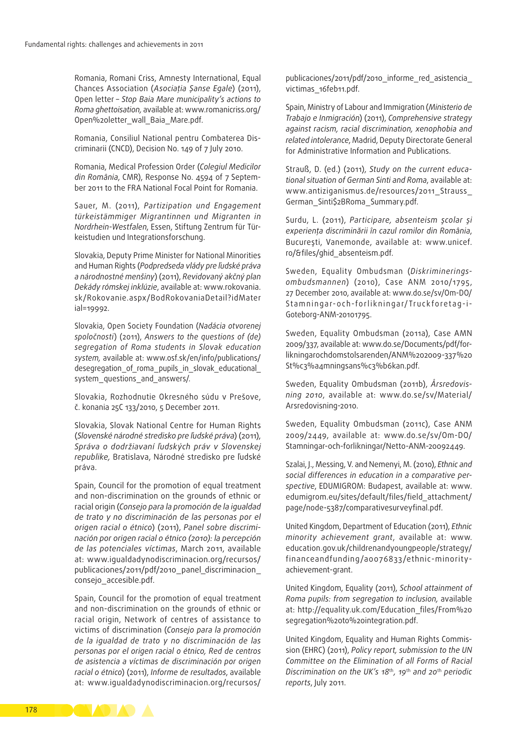Romania, Romani Criss, Amnesty International, Equal Chances Association (*Asociația Șanse Egale*) (2011), Open letter – *Stop Baia Mare municipality's actions to Roma ghettoisation,* available at: www.romanicriss.org/Open%20letter_wall_Baia_Mare.pdf.

Romania, Consiliul National pentru Combaterea Discriminarii (CNCD), Decision No. 149 of 7 July 2010.

Romania, Medical Profession Order (*Colegiul Medicilor din România*, CMR), Response No. 4594 of 7 September 2011 to the FRA National Focal Point for Romania.

Sauer, M. (2011), *Partizipation und Engagement türkeistämmiger Migrantinnen und Migranten in Nordrhein-Westfalen*, Essen, Stiftung Zentrum für Türkeistudien und Integrationsforschung.

Slovakia, Deputy Prime Minister for National Minorities and Human Rights (*Podpredseda vlády pre ľudské práva a národnostné menšiny*) (2011), *Revidovaný akčný plan Dekády rómskej inklúzie*, available at: www.rokovania.sk/Rokovanie.aspx/BodRokovaniaDetail?idMaterial=19992.

Slovakia, Open Society Foundation (*Nadácia otvorenej spoločnosti*) (2011), *Answers to the questions of (de) segregation of Roma students in Slovak education system,* available at: www.osf.sk/en/info/publications/desegregation_of_roma_pupils_in_slovak_educational_system_questions_and_answers/.

Slovakia, Rozhodnutie Okresného súdu v Prešove, č. konania 25C 133/2010, 5 December 2011.

Slovakia, Slovak National Centre for Human Rights (*Slovenské národné stredisko pre ľudské práva*) (2011), *Správa o dodržiavaní ľudských práv v Slovenskej republike,* Bratislava, Národné stredisko pre ľudské práva.

Spain, Council for the promotion of equal treatment and non-discrimination on the grounds of ethnic or racial origin (*Consejo para la promoción de la igualdad de trato y no discriminación de las personas por el origen racial o étnico*) (2011), *Panel sobre discriminación por origen racial o étnico (2010): la percepción de las potenciales víctimas*, March 2011, available at: www.igualdadynodiscriminacion.org/recursos/publicaciones/2011/pdf/2010_panel_discriminacion_consejo_accesible.pdf.

Spain, Council for the promotion of equal treatment and non-discrimination on the grounds of ethnic or racial origin, Network of centres of assistance to victims of discrimination (*Consejo para la promoción de la igualdad de trato y no discriminación de las personas por el origen racial o étnico, Red de centros de asistencia a víctimas de discriminación por origen racial o étnico*) (2011), *Informe de resultados*, available at: www.igualdadynodiscriminacion.org/recursos/publicaciones/2011/pdf/2010_informe_red_asistencia_victimas_16feb11.pdf.

Spain, Ministry of Labour and Immigration (*Ministerio de Trabajo e Inmigración*) (2011), *Comprehensive strategy against racism, racial discrimination, xenophobia and related intolerance*, Madrid, Deputy Directorate General for Administrative Information and Publications.

Strauß, D. (ed.) (2011), *Study on the current educational situation of German Sinti and Roma*, available at: www.antiziganismus.de/resources/2011_Strauss_German_Sinti$2BRoma_Summary.pdf.

Surdu, L. (2011), *Participare, absenteism școlar și experiența discriminării în cazul romilor din România*, București, Vanemonde, available at: www.unicef.ro/&files/ghid_absenteism.pdf.

Sweden, Equality Ombudsman (*Diskrimineringsombudsmannen*) (2010), Case ANM 2010/1795, 27 December 2010, available at: www.do.se/sv/Om-DO/Stamningar-och-forlikningar/Truckforetag-i-Goteborg-ANM-20101795.

Sweden, Equality Ombudsman (2011a), Case AMN 2009/337, available at: www.do.se/Documents/pdf/forlikningarochdomstolsarenden/ANM%202009-337%20St%c3%a4mningsans%c3%b6kan.pdf.

Sweden, Equality Ombudsman (2011b), *Årsredovisning 2010*, available at: www.do.se/sv/Material/Arsredovisning-2010.

Sweden, Equality Ombudsman (2011c), Case ANM 2009/2449, available at: www.do.se/sv/Om-DO/Stamningar-och-forlikningar/Netto-ANM-20092449.

Szalai, J., Messing, V. and Nemenyi, M. (2010), *Ethnic and social differences in education in a comparative perspective*, EDUMIGROM: Budapest, available at: www.edumigrom.eu/sites/default/files/field_attachment/page/node-5387/comparativesurveyfinal.pdf.

United Kingdom, Department of Education (2011), *Ethnic minority achievement grant*, available at: www.education.gov.uk/childrenandyoungpeople/strategy/financeandfunding/a0076833/ethnic-minority-achievement-grant.

United Kingdom, Equality (2011), *School attainment of Roma pupils: from segregation to inclusion,* available at: http://equality.uk.com/Education_files/From%20segregation%20to%20integration.pdf.

United Kingdom, Equality and Human Rights Commission (EHRC) (2011), *Policy report, submission to the UN Committee on the Elimination of all Forms of Racial Discrimination on the UK's 18th, 19th and 20th periodic reports*, July 2011.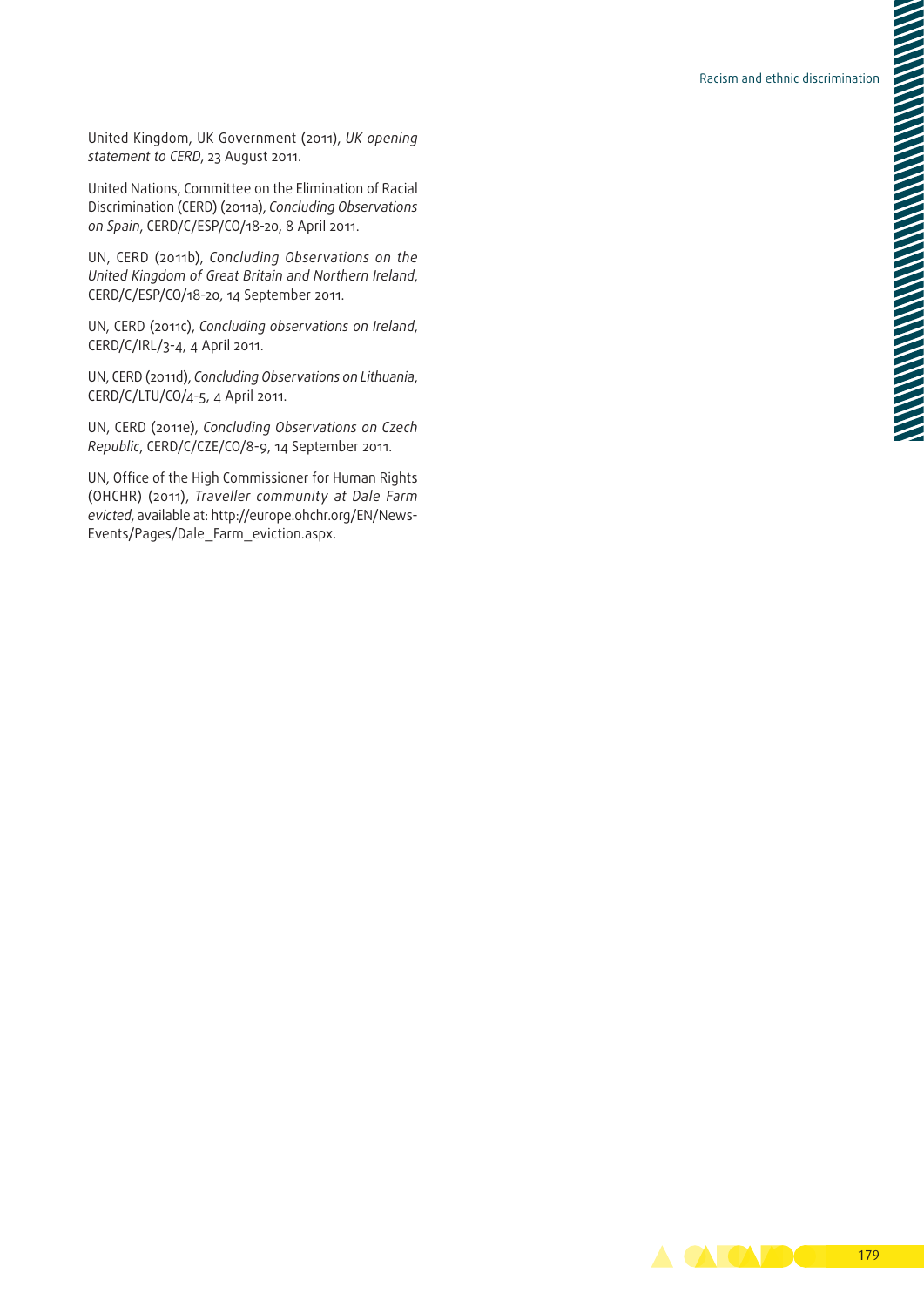United Kingdom, UK Government (2011), *UK opening statement to CERD*, 23 August 2011.

United Nations, Committee on the Elimination of Racial Discrimination (CERD) (2011a), *Concluding Observations on Spain*, CERD/C/ESP/CO/18-20, 8 April 2011.

UN, CERD (2011b), *Concluding Observations on the United Kingdom of Great Britain and Northern Ireland*, CERD/C/ESP/CO/18-20, 14 September 2011.

UN, CERD (2011c), *Concluding observations on Ireland*, CERD/C/IRL/3-4, 4 April 2011.

UN, CERD (2011d), *Concluding Observations on Lithuania*, CERD/C/LTU/CO/4-5, 4 April 2011.

UN, CERD (2011e), *Concluding Observations on Czech Republic*, CERD/C/CZE/CO/8-9, 14 September 2011.

UN, Office of the High Commissioner for Human Rights (OHCHR) (2011), *Traveller community at Dale Farm evicted*, available at: http://europe.ohchr.org/EN/News-Events/Pages/Dale_Farm_eviction.aspx.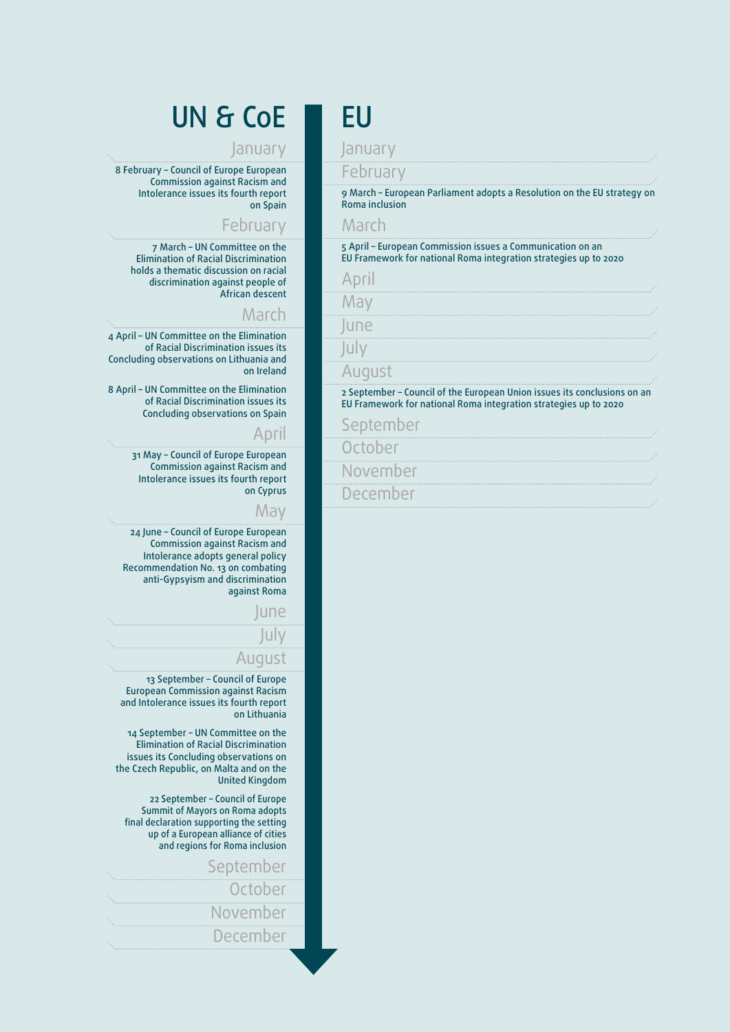## UN & CoE

January

8 February – Council of Europe European Commission against Racism and Intolerance issues its fourth report on Spain

February

7 March – UN Committee on the Elimination of Racial Discrimination holds a thematic discussion on racial discrimination against people of African descent

March

4 April – UN Committee on the Elimination of Racial Discrimination issues its Concluding observations on Lithuania and on Ireland

8 April – UN Committee on the Elimination of Racial Discrimination issues its Concluding observations on Spain

April

31 May – Council of Europe European Commission against Racism and Intolerance issues its fourth report on Cyprus

May

24 June – Council of Europe European Commission against Racism and Intolerance adopts general policy Recommendation No. 13 on combating anti-Gypsyism and discrimination against Roma

June

July

August

13 September – Council of Europe European Commission against Racism and Intolerance issues its fourth report on Lithuania

14 September – UN Committee on the Elimination of Racial Discrimination issues its Concluding observations on the Czech Republic, on Malta and on the United Kingdom

22 September – Council of Europe Summit of Mayors on Roma adopts final declaration supporting the setting up of a European alliance of cities and regions for Roma inclusion

September

October

November

December

## EU

January

February

9 March – European Parliament adopts a Resolution on the EU strategy on Roma inclusion

March

5 April – European Commission issues a Communication on an EU Framework for national Roma integration strategies up to 2020

April

May

June

July

August

2 September – Council of the European Union issues its conclusions on an EU Framework for national Roma integration strategies up to 2020

September

October

November

December